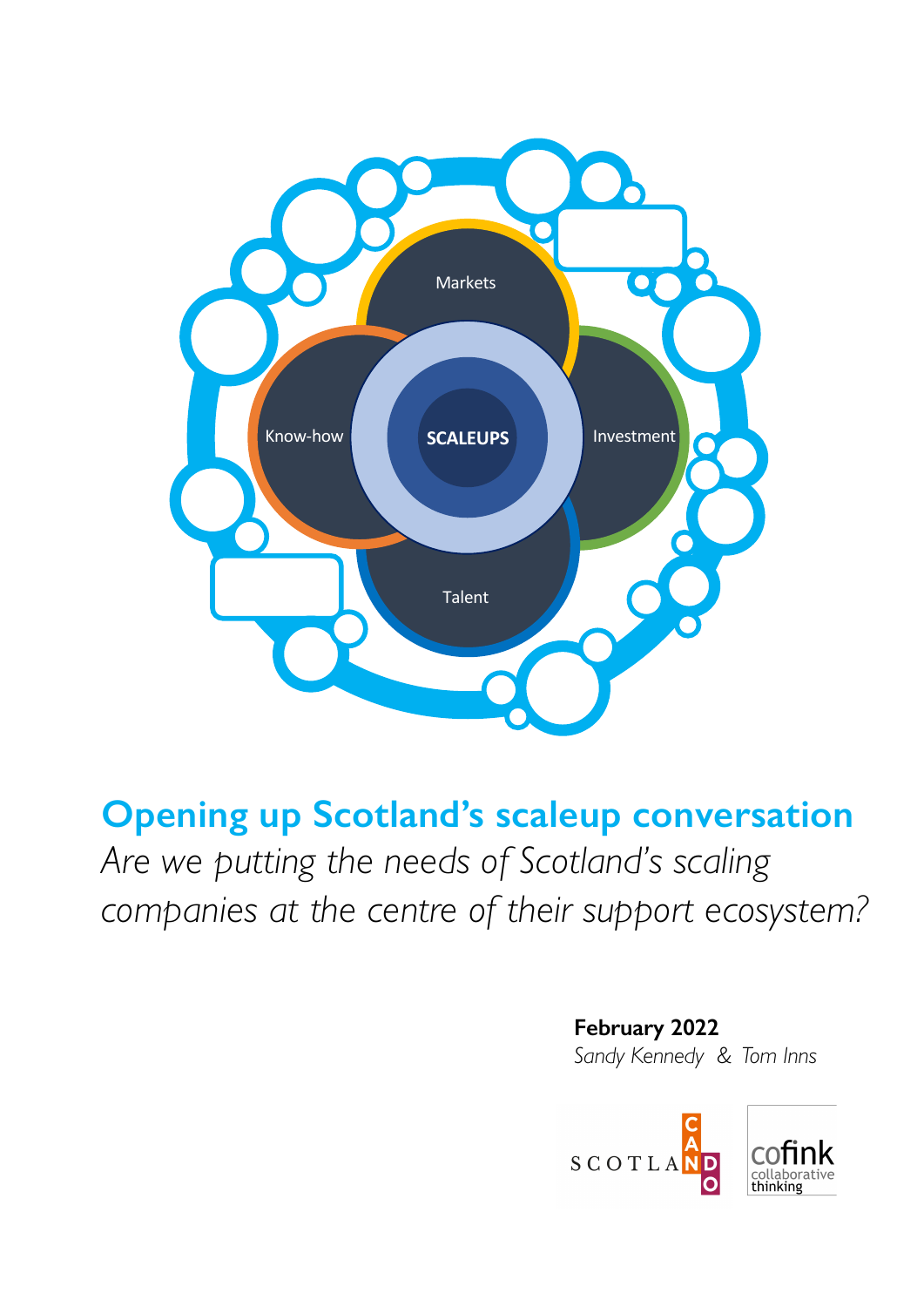Markets

Know-how

**SCALEUPS**

Investment

Talent

# Opening up Scotland's scaleup conversation

*Are we putting the needs of Scotland's scaling companies at the centre of their support ecosystem?*

**February 2022**

*Sandy Kennedy & Tom Inns*

SCOTLAND CAN DO

cofink collaborative thinking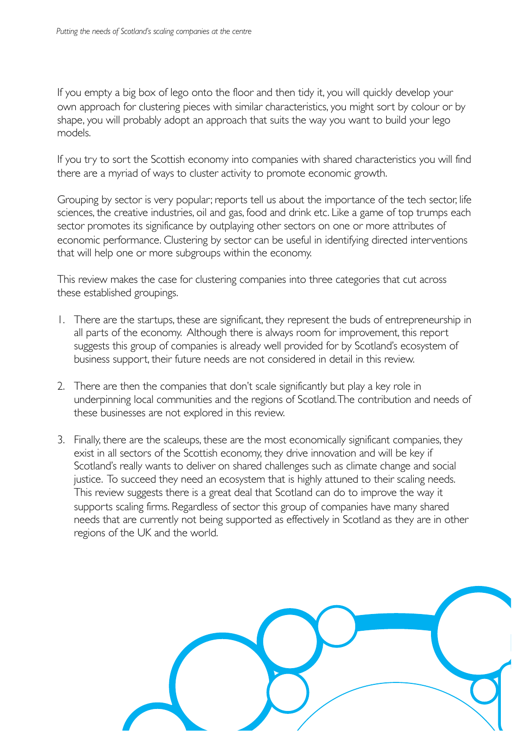If you empty a big box of lego onto the floor and then tidy it, you will quickly develop your own approach for clustering pieces with similar characteristics, you might sort by colour or by shape, you will probably adopt an approach that suits the way you want to build your lego models.

If you try to sort the Scottish economy into companies with shared characteristics you will find there are a myriad of ways to cluster activity to promote economic growth.

Grouping by sector is very popular; reports tell us about the importance of the tech sector, life sciences, the creative industries, oil and gas, food and drink etc. Like a game of top trumps each sector promotes its significance by outplaying other sectors on one or more attributes of economic performance. Clustering by sector can be useful in identifying directed interventions that will help one or more subgroups within the economy.

This review makes the case for clustering companies into three categories that cut across these established groupings.

1. There are the startups, these are significant, they represent the buds of entrepreneurship in all parts of the economy. Although there is always room for improvement, this report suggests this group of companies is already well provided for by Scotland's ecosystem of business support, their future needs are not considered in detail in this review.

2. There are then the companies that don't scale significantly but play a key role in underpinning local communities and the regions of Scotland. The contribution and needs of these businesses are not explored in this review.

3. Finally, there are the scaleups, these are the most economically significant companies, they exist in all sectors of the Scottish economy, they drive innovation and will be key if Scotland's really wants to deliver on shared challenges such as climate change and social justice. To succeed they need an ecosystem that is highly attuned to their scaling needs. This review suggests there is a great deal that Scotland can do to improve the way it supports scaling firms. Regardless of sector this group of companies have many shared needs that are currently not being supported as effectively in Scotland as they are in other regions of the UK and the world.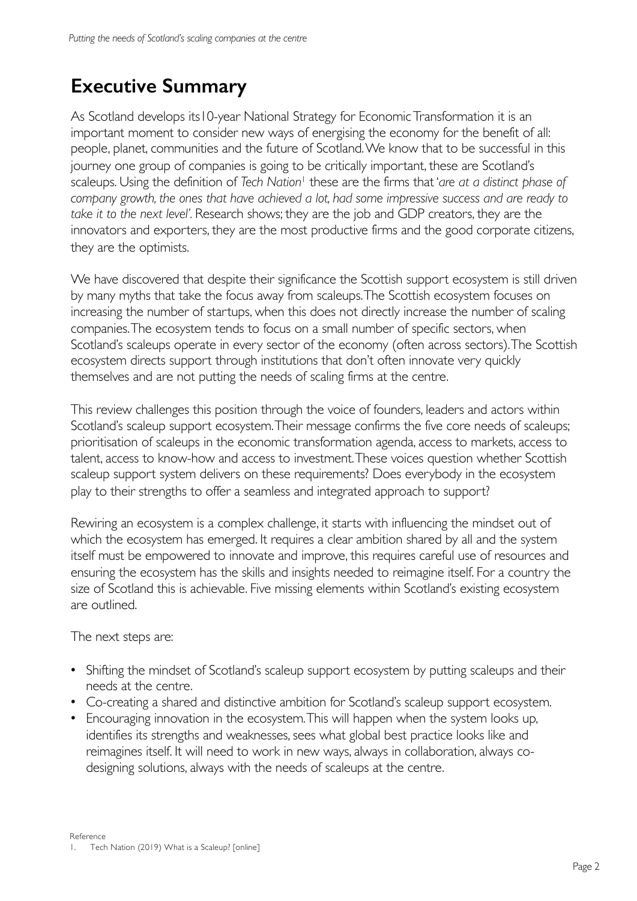# Executive Summary

As Scotland develops its10-year National Strategy for Economic Transformation it is an important moment to consider new ways of energising the economy for the benefit of all: people, planet, communities and the future of Scotland. We know that to be successful in this journey one group of companies is going to be critically important, these are Scotland's scaleups. Using the definition of *Tech Nation*[1] these are the firms that '*are at a distinct phase of company growth, the ones that have achieved a lot, had some impressive success and are ready to take it to the next level'*. Research shows; they are the job and GDP creators, they are the innovators and exporters, they are the most productive firms and the good corporate citizens, they are the optimists.

We have discovered that despite their significance the Scottish support ecosystem is still driven by many myths that take the focus away from scaleups. The Scottish ecosystem focuses on increasing the number of startups, when this does not directly increase the number of scaling companies. The ecosystem tends to focus on a small number of specific sectors, when Scotland's scaleups operate in every sector of the economy (often across sectors). The Scottish ecosystem directs support through institutions that don't often innovate very quickly themselves and are not putting the needs of scaling firms at the centre.

This review challenges this position through the voice of founders, leaders and actors within Scotland's scaleup support ecosystem. Their message confirms the five core needs of scaleups; prioritisation of scaleups in the economic transformation agenda, access to markets, access to talent, access to know-how and access to investment. These voices question whether Scottish scaleup support system delivers on these requirements? Does everybody in the ecosystem play to their strengths to offer a seamless and integrated approach to support?

Rewiring an ecosystem is a complex challenge, it starts with influencing the mindset out of which the ecosystem has emerged. It requires a clear ambition shared by all and the system itself must be empowered to innovate and improve, this requires careful use of resources and ensuring the ecosystem has the skills and insights needed to reimagine itself. For a country the size of Scotland this is achievable. Five missing elements within Scotland's existing ecosystem are outlined.

The next steps are:

- Shifting the mindset of Scotland's scaleup support ecosystem by putting scaleups and their needs at the centre.
- Co-creating a shared and distinctive ambition for Scotland's scaleup support ecosystem.
- Encouraging innovation in the ecosystem. This will happen when the system looks up, identifies its strengths and weaknesses, sees what global best practice looks like and reimagines itself. It will need to work in new ways, always in collaboration, always co-designing solutions, always with the needs of scaleups at the centre.

Reference

1. Tech Nation (2019) What is a Scaleup? [online]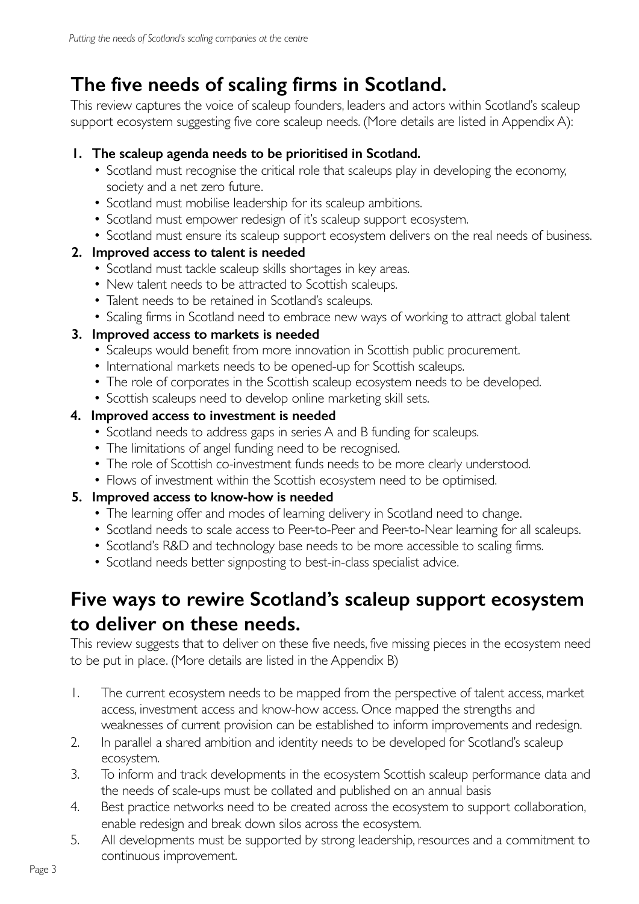## The five needs of scaling firms in Scotland.

This review captures the voice of scaleup founders, leaders and actors within Scotland's scaleup support ecosystem suggesting five core scaleup needs. (More details are listed in Appendix A):

1. **The scaleup agenda needs to be prioritised in Scotland.**
   - Scotland must recognise the critical role that scaleups play in developing the economy, society and a net zero future.
   - Scotland must mobilise leadership for its scaleup ambitions.
   - Scotland must empower redesign of it's scaleup support ecosystem.
   - Scotland must ensure its scaleup support ecosystem delivers on the real needs of business.
2. **Improved access to talent is needed**
   - Scotland must tackle scaleup skills shortages in key areas.
   - New talent needs to be attracted to Scottish scaleups.
   - Talent needs to be retained in Scotland's scaleups.
   - Scaling firms in Scotland need to embrace new ways of working to attract global talent
3. **Improved access to markets is needed**
   - Scaleups would benefit from more innovation in Scottish public procurement.
   - International markets needs to be opened-up for Scottish scaleups.
   - The role of corporates in the Scottish scaleup ecosystem needs to be developed.
   - Scottish scaleups need to develop online marketing skill sets.
4. **Improved access to investment is needed**
   - Scotland needs to address gaps in series A and B funding for scaleups.
   - The limitations of angel funding need to be recognised.
   - The role of Scottish co-investment funds needs to be more clearly understood.
   - Flows of investment within the Scottish ecosystem need to be optimised.
5. **Improved access to know-how is needed**
   - The learning offer and modes of learning delivery in Scotland need to change.
   - Scotland needs to scale access to Peer-to-Peer and Peer-to-Near learning for all scaleups.
   - Scotland's R&D and technology base needs to be more accessible to scaling firms.
   - Scotland needs better signposting to best-in-class specialist advice.

## Five ways to rewire Scotland's scaleup support ecosystem to deliver on these needs.

This review suggests that to deliver on these five needs, five missing pieces in the ecosystem need to be put in place. (More details are listed in the Appendix B)

1. The current ecosystem needs to be mapped from the perspective of talent access, market access, investment access and know-how access. Once mapped the strengths and weaknesses of current provision can be established to inform improvements and redesign.
2. In parallel a shared ambition and identity needs to be developed for Scotland's scaleup ecosystem.
3. To inform and track developments in the ecosystem Scottish scaleup performance data and the needs of scale-ups must be collated and published on an annual basis
4. Best practice networks need to be created across the ecosystem to support collaboration, enable redesign and break down silos across the ecosystem.
5. All developments must be supported by strong leadership, resources and a commitment to continuous improvement.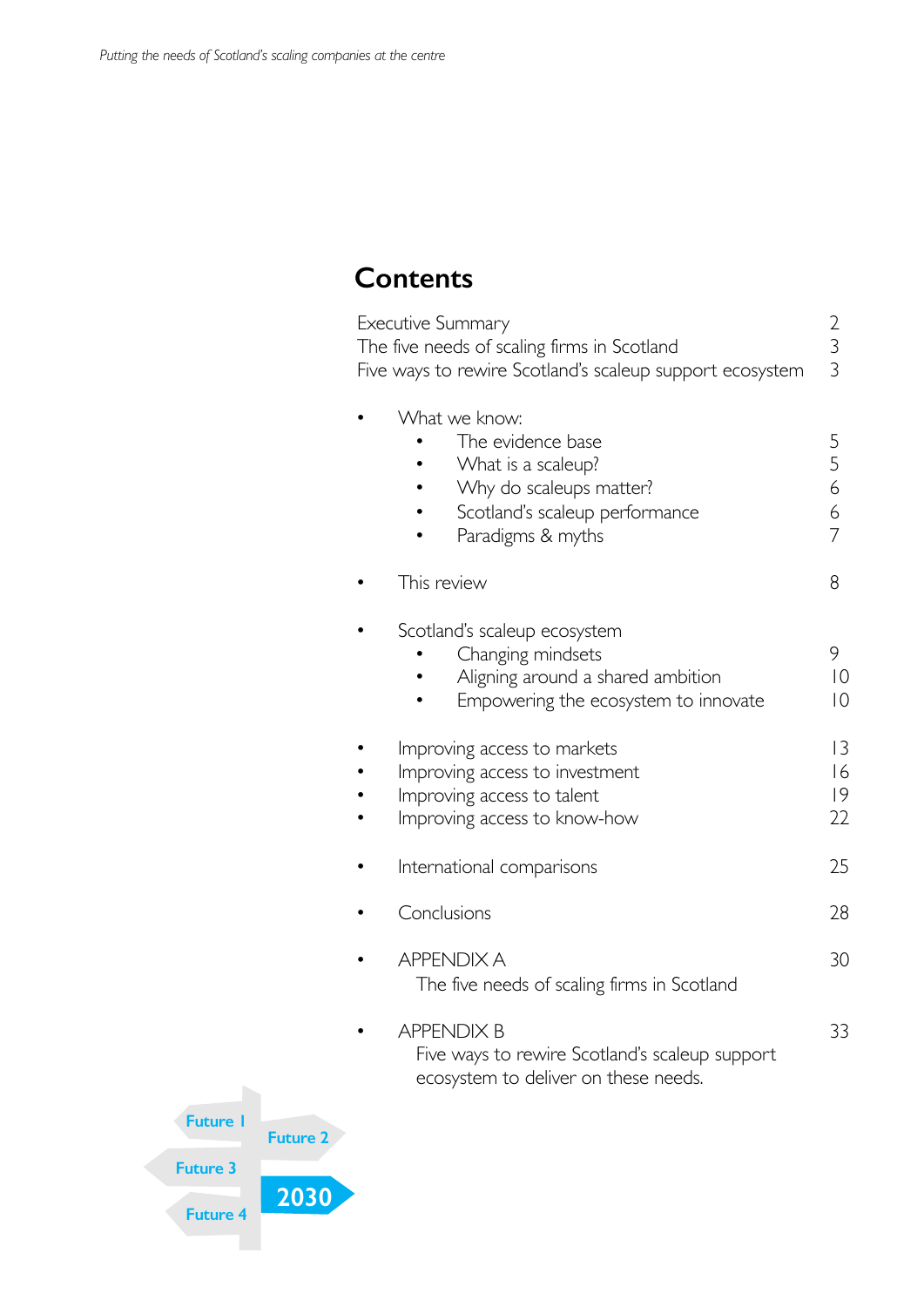# Contents

| | |
|---|---|
| Executive Summary | 2 |
| The five needs of scaling firms in Scotland | 3 |
| Five ways to rewire Scotland's scaleup support ecosystem | 3 |

- What we know:
  - The evidence base — 5
  - What is a scaleup? — 5
  - Why do scaleups matter? — 6
  - Scotland's scaleup performance — 6
  - Paradigms & myths — 7
- This review — 8
- Scotland's scaleup ecosystem
  - Changing mindsets — 9
  - Aligning around a shared ambition — 10
  - Empowering the ecosystem to innovate — 10
- Improving access to markets — 13
- Improving access to investment — 16
- Improving access to talent — 19
- Improving access to know-how — 22
- International comparisons — 25
- Conclusions — 28
- APPENDIX A — 30
  The five needs of scaling firms in Scotland
- APPENDIX B — 33
  Five ways to rewire Scotland's scaleup support ecosystem to deliver on these needs.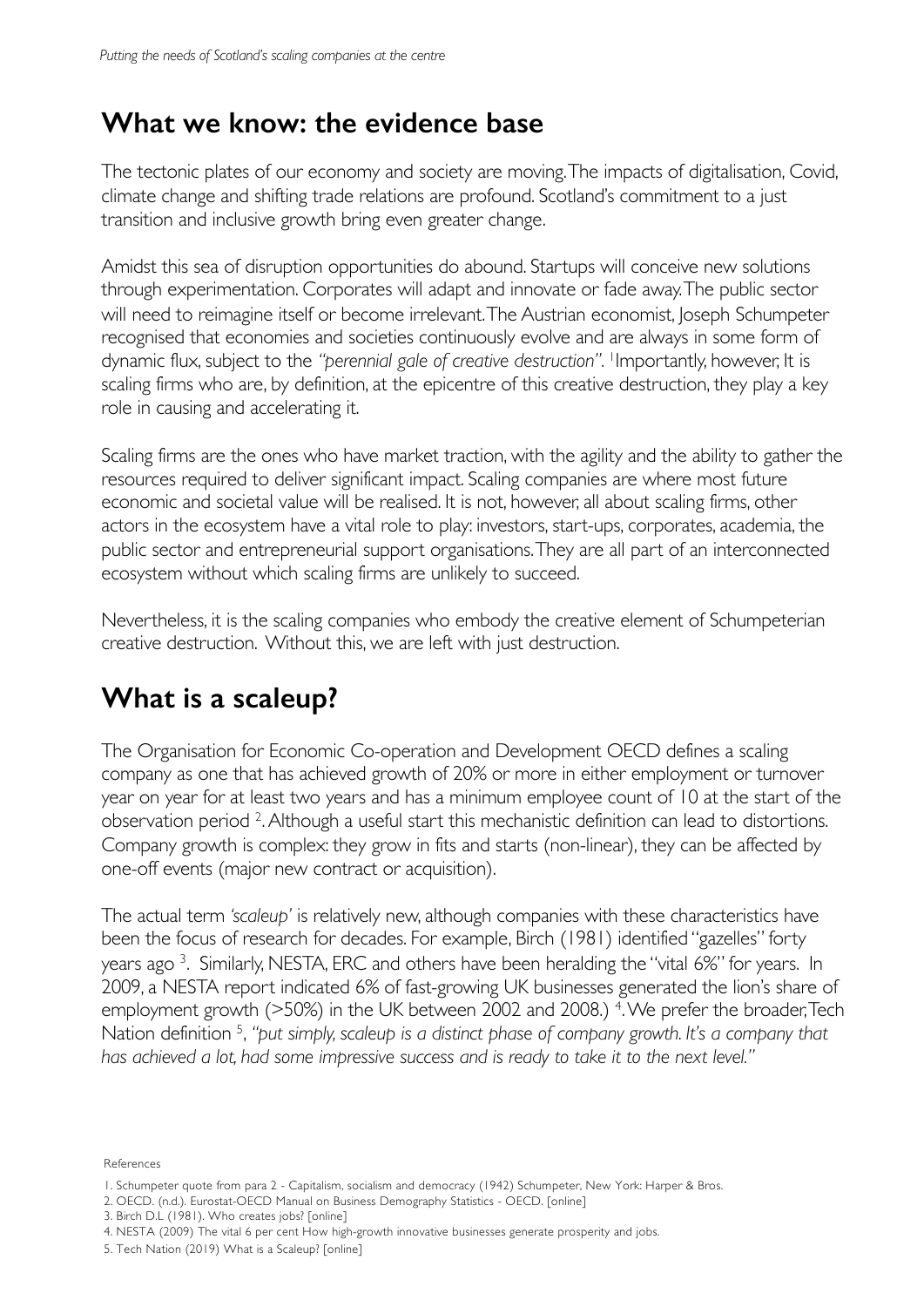## What we know: the evidence base

The tectonic plates of our economy and society are moving. The impacts of digitalisation, Covid, climate change and shifting trade relations are profound. Scotland's commitment to a just transition and inclusive growth bring even greater change.

Amidst this sea of disruption opportunities do abound. Startups will conceive new solutions through experimentation. Corporates will adapt and innovate or fade away. The public sector will need to reimagine itself or become irrelevant. The Austrian economist, Joseph Schumpeter recognised that economies and societies continuously evolve and are always in some form of dynamic flux, subject to the *"perennial gale of creative destruction"*. [1] Importantly, however, It is scaling firms who are, by definition, at the epicentre of this creative destruction, they play a key role in causing and accelerating it.

Scaling firms are the ones who have market traction, with the agility and the ability to gather the resources required to deliver significant impact. Scaling companies are where most future economic and societal value will be realised. It is not, however, all about scaling firms, other actors in the ecosystem have a vital role to play: investors, start-ups, corporates, academia, the public sector and entrepreneurial support organisations. They are all part of an interconnected ecosystem without which scaling firms are unlikely to succeed.

Nevertheless, it is the scaling companies who embody the creative element of Schumpeterian creative destruction. Without this, we are left with just destruction.

## What is a scaleup?

The Organisation for Economic Co-operation and Development OECD defines a scaling company as one that has achieved growth of 20% or more in either employment or turnover year on year for at least two years and has a minimum employee count of 10 at the start of the observation period [2]. Although a useful start this mechanistic definition can lead to distortions. Company growth is complex: they grow in fits and starts (non-linear), they can be affected by one-off events (major new contract or acquisition).

The actual term *'scaleup'* is relatively new, although companies with these characteristics have been the focus of research for decades. For example, Birch (1981) identified "gazelles" forty years ago [3]. Similarly, NESTA, ERC and others have been heralding the "vital 6%" for years. In 2009, a NESTA report indicated 6% of fast-growing UK businesses generated the lion's share of employment growth (>50%) in the UK between 2002 and 2008.) [4]. We prefer the broader, Tech Nation definition [5], *"put simply, scaleup is a distinct phase of company growth. It's a company that has achieved a lot, had some impressive success and is ready to take it to the next level."*

References

1. Schumpeter quote from para 2 - Capitalism, socialism and democracy (1942) Schumpeter, New York: Harper & Bros.
2. OECD. (n.d.). Eurostat-OECD Manual on Business Demography Statistics - OECD. [online]
3. Birch D.L (1981). Who creates jobs? [online]
4. NESTA (2009) The vital 6 per cent How high-growth innovative businesses generate prosperity and jobs.
5. Tech Nation (2019) What is a Scaleup? [online]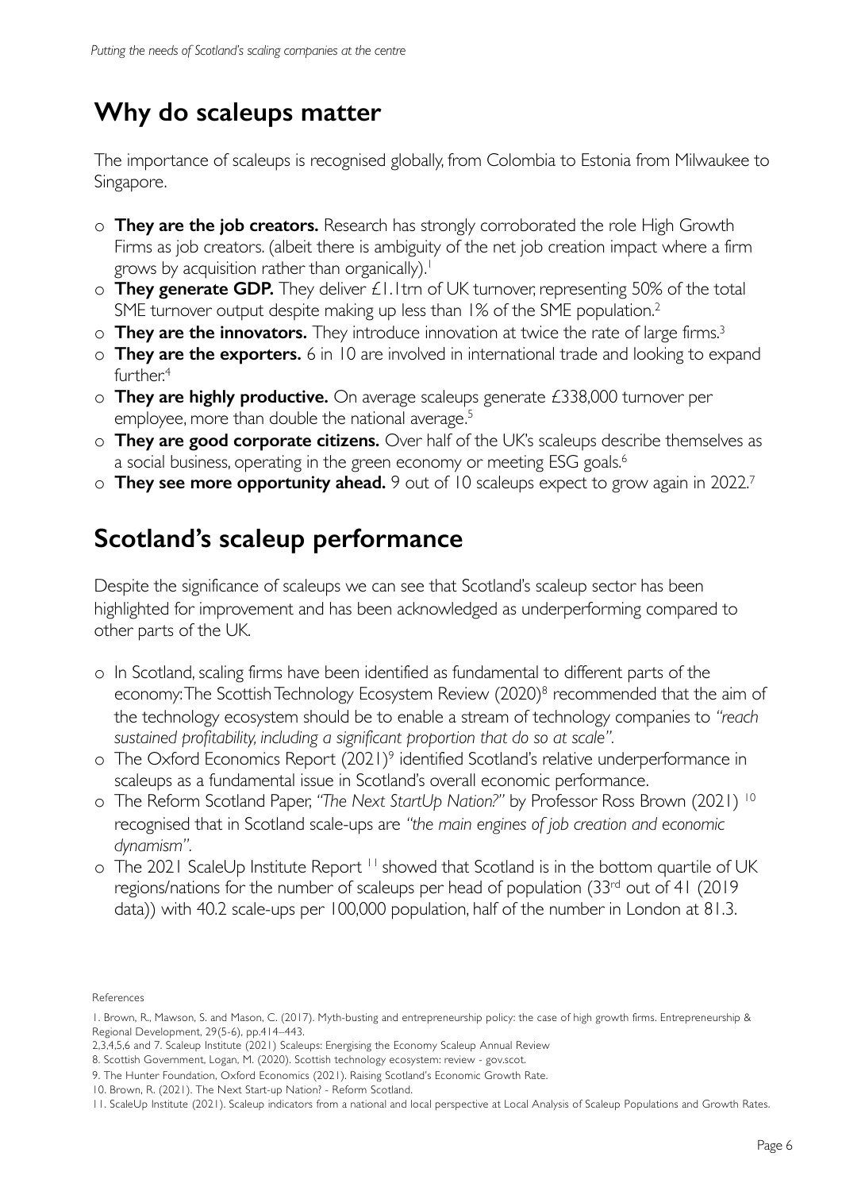## Why do scaleups matter

The importance of scaleups is recognised globally, from Colombia to Estonia from Milwaukee to Singapore.

- **They are the job creators.** Research has strongly corroborated the role High Growth Firms as job creators. (albeit there is ambiguity of the net job creation impact where a firm grows by acquisition rather than organically).[1]
- **They generate GDP.** They deliver £1.1trn of UK turnover, representing 50% of the total SME turnover output despite making up less than 1% of the SME population.[2]
- **They are the innovators.** They introduce innovation at twice the rate of large firms.[3]
- **They are the exporters.** 6 in 10 are involved in international trade and looking to expand further.[4]
- **They are highly productive.** On average scaleups generate £338,000 turnover per employee, more than double the national average.[5]
- **They are good corporate citizens.** Over half of the UK's scaleups describe themselves as a social business, operating in the green economy or meeting ESG goals.[6]
- **They see more opportunity ahead.** 9 out of 10 scaleups expect to grow again in 2022.[7]

## Scotland's scaleup performance

Despite the significance of scaleups we can see that Scotland's scaleup sector has been highlighted for improvement and has been acknowledged as underperforming compared to other parts of the UK.

- In Scotland, scaling firms have been identified as fundamental to different parts of the economy: The Scottish Technology Ecosystem Review (2020)[8] recommended that the aim of the technology ecosystem should be to enable a stream of technology companies to *"reach sustained profitability, including a significant proportion that do so at scale".*
- The Oxford Economics Report (2021)[9] identified Scotland's relative underperformance in scaleups as a fundamental issue in Scotland's overall economic performance.
- The Reform Scotland Paper, *"The Next StartUp Nation?"* by Professor Ross Brown (2021) [10] recognised that in Scotland scale-ups are *"the main engines of job creation and economic dynamism".*
- The 2021 ScaleUp Institute Report [11] showed that Scotland is in the bottom quartile of UK regions/nations for the number of scaleups per head of population (33rd out of 41 (2019 data)) with 40.2 scale-ups per 100,000 population, half of the number in London at 81.3.

References

1. Brown, R., Mawson, S. and Mason, C. (2017). Myth-busting and entrepreneurship policy: the case of high growth firms. Entrepreneurship & Regional Development, 29(5-6), pp.414–443.
2,3,4,5,6 and 7. Scaleup Institute (2021) Scaleups: Energising the Economy Scaleup Annual Review
8. Scottish Government, Logan, M. (2020). Scottish technology ecosystem: review - gov.scot.
9. The Hunter Foundation, Oxford Economics (2021). Raising Scotland's Economic Growth Rate.
10. Brown, R. (2021). The Next Start-up Nation? - Reform Scotland.
11. ScaleUp Institute (2021). Scaleup indicators from a national and local perspective at Local Analysis of Scaleup Populations and Growth Rates.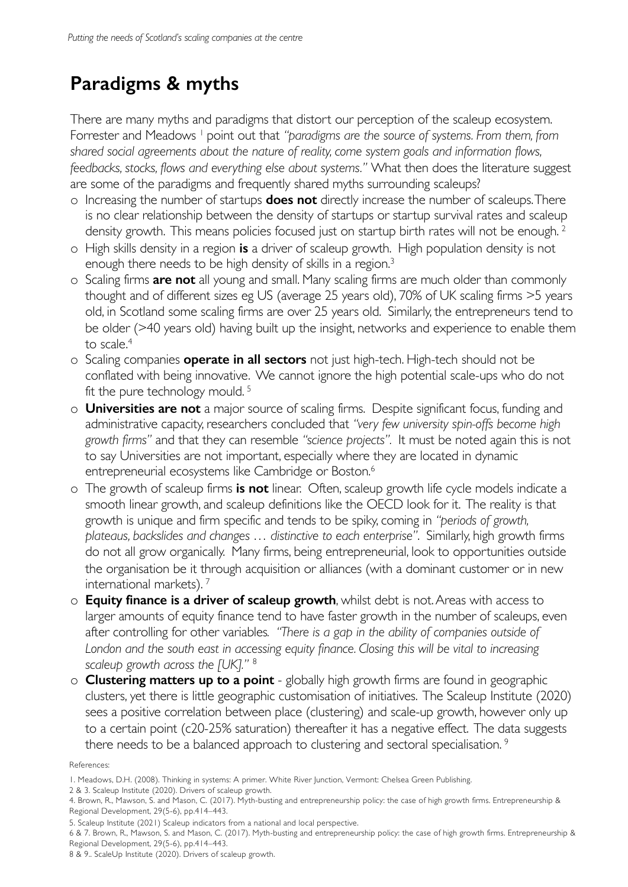# Paradigms & myths

There are many myths and paradigms that distort our perception of the scaleup ecosystem. Forrester and Meadows [1] point out that *"paradigms are the source of systems. From them, from shared social agreements about the nature of reality, come system goals and information flows, feedbacks, stocks, flows and everything else about systems."* What then does the literature suggest are some of the paradigms and frequently shared myths surrounding scaleups?

- Increasing the number of startups **does not** directly increase the number of scaleups. There is no clear relationship between the density of startups or startup survival rates and scaleup density growth. This means policies focused just on startup birth rates will not be enough. [2]
- High skills density in a region **is** a driver of scaleup growth. High population density is not enough there needs to be high density of skills in a region.[3]
- Scaling firms **are not** all young and small. Many scaling firms are much older than commonly thought and of different sizes eg US (average 25 years old), 70% of UK scaling firms >5 years old, in Scotland some scaling firms are over 25 years old. Similarly, the entrepreneurs tend to be older (>40 years old) having built up the insight, networks and experience to enable them to scale.[4]
- Scaling companies **operate in all sectors** not just high-tech. High-tech should not be conflated with being innovative. We cannot ignore the high potential scale-ups who do not fit the pure technology mould. [5]
- **Universities are not** a major source of scaling firms. Despite significant focus, funding and administrative capacity, researchers concluded that *"very few university spin-offs become high growth firms"* and that they can resemble *"science projects"*. It must be noted again this is not to say Universities are not important, especially where they are located in dynamic entrepreneurial ecosystems like Cambridge or Boston.[6]
- The growth of scaleup firms **is not** linear. Often, scaleup growth life cycle models indicate a smooth linear growth, and scaleup definitions like the OECD look for it. The reality is that growth is unique and firm specific and tends to be spiky, coming in *"periods of growth, plateaus, backslides and changes … distinctive to each enterprise"*. Similarly, high growth firms do not all grow organically. Many firms, being entrepreneurial, look to opportunities outside the organisation be it through acquisition or alliances (with a dominant customer or in new international markets). [7]
- **Equity finance is a driver of scaleup growth**, whilst debt is not. Areas with access to larger amounts of equity finance tend to have faster growth in the number of scaleups, even after controlling for other variables. *"There is a gap in the ability of companies outside of London and the south east in accessing equity finance. Closing this will be vital to increasing scaleup growth across the [UK]."* [8]
- **Clustering matters up to a point** - globally high growth firms are found in geographic clusters, yet there is little geographic customisation of initiatives. The Scaleup Institute (2020) sees a positive correlation between place (clustering) and scale-up growth, however only up to a certain point (c20-25% saturation) thereafter it has a negative effect. The data suggests there needs to be a balanced approach to clustering and sectoral specialisation. [9]

References:

1. Meadows, D.H. (2008). Thinking in systems: A primer. White River Junction, Vermont: Chelsea Green Publishing.

2 & 3. Scaleup Institute (2020). Drivers of scaleup growth.

4. Brown, R., Mawson, S. and Mason, C. (2017). Myth-busting and entrepreneurship policy: the case of high growth firms. Entrepreneurship & Regional Development, 29(5-6), pp.414–443.

5. Scaleup Institute (2021) Scaleup indicators from a national and local perspective.

6 & 7. Brown, R., Mawson, S. and Mason, C. (2017). Myth-busting and entrepreneurship policy: the case of high growth firms. Entrepreneurship & Regional Development, 29(5-6), pp.414–443.

8 & 9.. ScaleUp Institute (2020). Drivers of scaleup growth.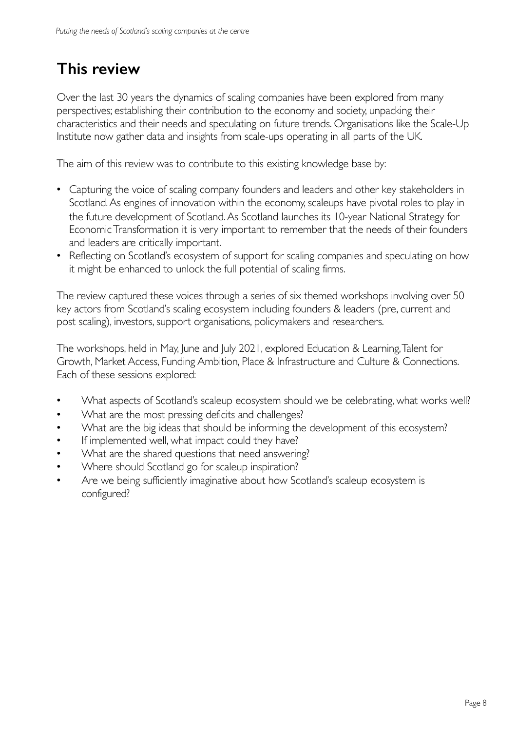# This review

Over the last 30 years the dynamics of scaling companies have been explored from many perspectives; establishing their contribution to the economy and society, unpacking their characteristics and their needs and speculating on future trends. Organisations like the Scale-Up Institute now gather data and insights from scale-ups operating in all parts of the UK.

The aim of this review was to contribute to this existing knowledge base by:

- Capturing the voice of scaling company founders and leaders and other key stakeholders in Scotland. As engines of innovation within the economy, scaleups have pivotal roles to play in the future development of Scotland. As Scotland launches its 10-year National Strategy for Economic Transformation it is very important to remember that the needs of their founders and leaders are critically important.
- Reflecting on Scotland's ecosystem of support for scaling companies and speculating on how it might be enhanced to unlock the full potential of scaling firms.

The review captured these voices through a series of six themed workshops involving over 50 key actors from Scotland's scaling ecosystem including founders & leaders (pre, current and post scaling), investors, support organisations, policymakers and researchers.

The workshops, held in May, June and July 2021, explored Education & Learning, Talent for Growth, Market Access, Funding Ambition, Place & Infrastructure and Culture & Connections. Each of these sessions explored:

- What aspects of Scotland's scaleup ecosystem should we be celebrating, what works well?
- What are the most pressing deficits and challenges?
- What are the big ideas that should be informing the development of this ecosystem?
- If implemented well, what impact could they have?
- What are the shared questions that need answering?
- Where should Scotland go for scaleup inspiration?
- Are we being sufficiently imaginative about how Scotland's scaleup ecosystem is configured?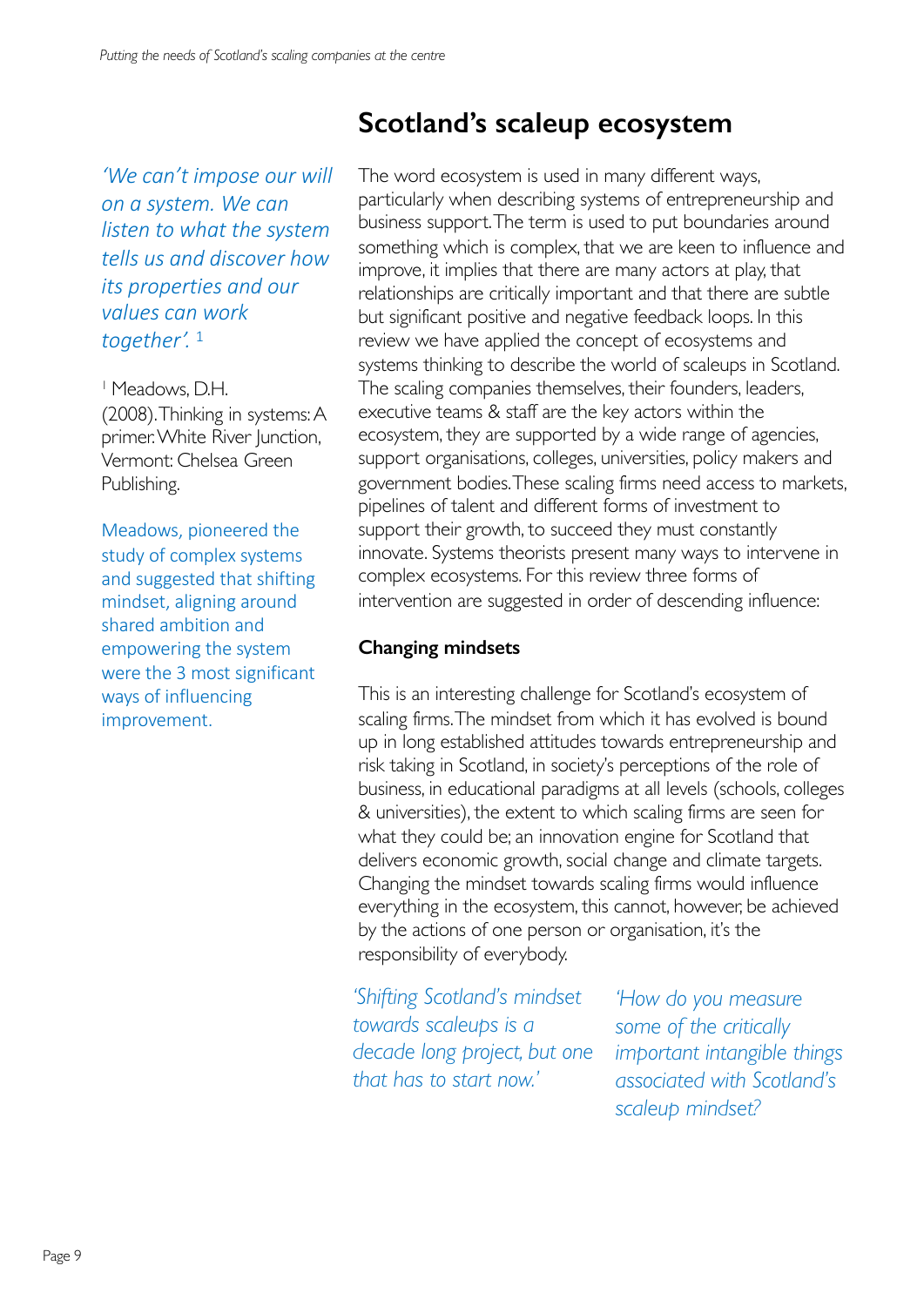## Scotland's scaleup ecosystem

*'We can't impose our will on a system. We can listen to what the system tells us and discover how its properties and our values can work together'.* [1]

[1] Meadows, D.H. (2008). Thinking in systems: A primer. White River Junction, Vermont: Chelsea Green Publishing.

Meadows, pioneered the study of complex systems and suggested that shifting mindset, aligning around shared ambition and empowering the system were the 3 most significant ways of influencing improvement.

The word ecosystem is used in many different ways, particularly when describing systems of entrepreneurship and business support. The term is used to put boundaries around something which is complex, that we are keen to influence and improve, it implies that there are many actors at play, that relationships are critically important and that there are subtle but significant positive and negative feedback loops. In this review we have applied the concept of ecosystems and systems thinking to describe the world of scaleups in Scotland. The scaling companies themselves, their founders, leaders, executive teams & staff are the key actors within the ecosystem, they are supported by a wide range of agencies, support organisations, colleges, universities, policy makers and government bodies. These scaling firms need access to markets, pipelines of talent and different forms of investment to support their growth, to succeed they must constantly innovate. Systems theorists present many ways to intervene in complex ecosystems. For this review three forms of intervention are suggested in order of descending influence:

### Changing mindsets

This is an interesting challenge for Scotland's ecosystem of scaling firms. The mindset from which it has evolved is bound up in long established attitudes towards entrepreneurship and risk taking in Scotland, in society's perceptions of the role of business, in educational paradigms at all levels (schools, colleges & universities), the extent to which scaling firms are seen for what they could be; an innovation engine for Scotland that delivers economic growth, social change and climate targets. Changing the mindset towards scaling firms would influence everything in the ecosystem, this cannot, however, be achieved by the actions of one person or organisation, it's the responsibility of everybody.

*'Shifting Scotland's mindset towards scaleups is a decade long project, but one that has to start now.'*

*'How do you measure some of the critically important intangible things associated with Scotland's scaleup mindset?*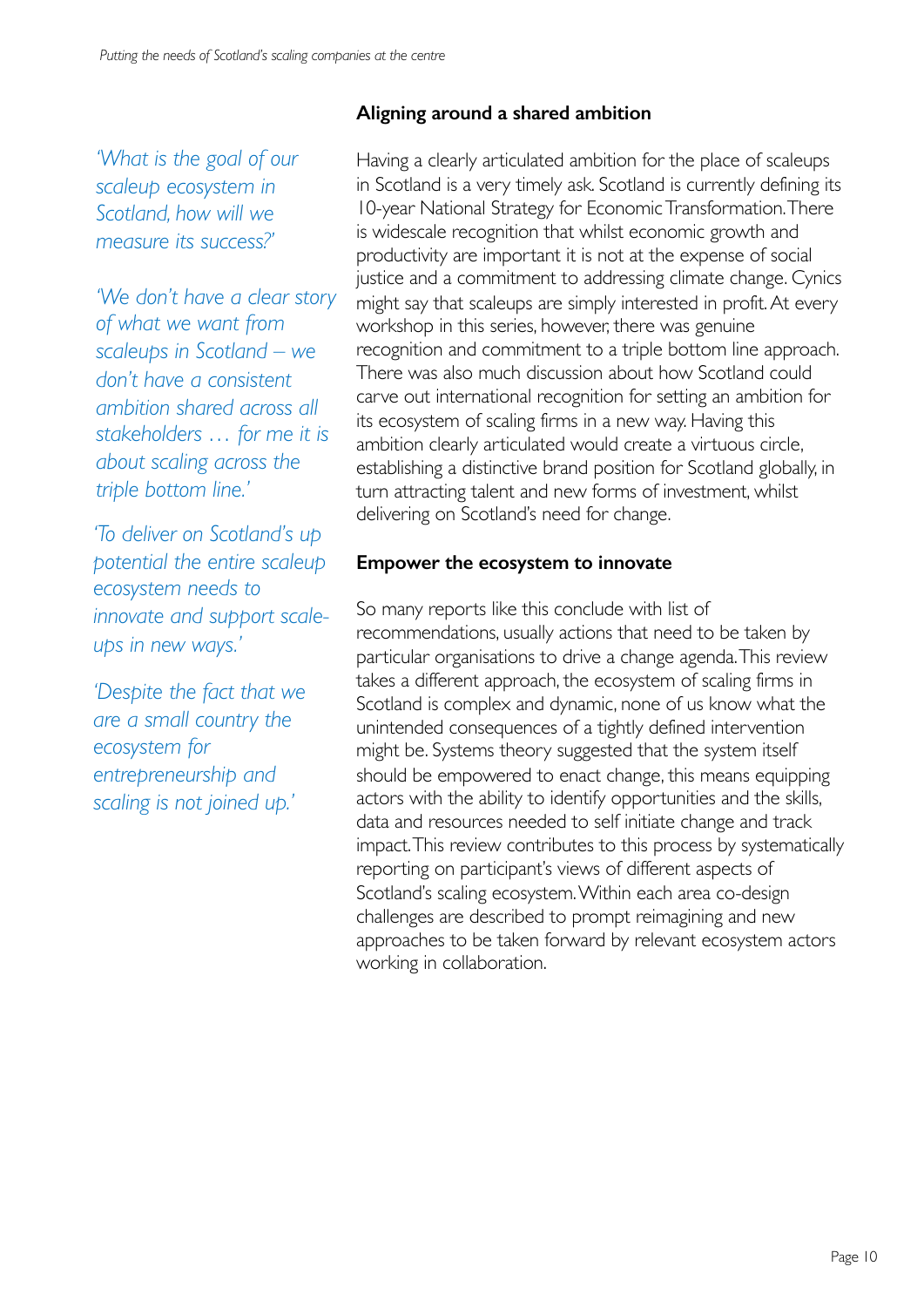*'What is the goal of our scaleup ecosystem in Scotland, how will we measure its success?'*

*'We don't have a clear story of what we want from scaleups in Scotland – we don't have a consistent ambition shared across all stakeholders … for me it is about scaling across the triple bottom line.'*

*'To deliver on Scotland's up potential the entire scaleup ecosystem needs to innovate and support scale-ups in new ways.'*

*'Despite the fact that we are a small country the ecosystem for entrepreneurship and scaling is not joined up.'*

**Aligning around a shared ambition**

Having a clearly articulated ambition for the place of scaleups in Scotland is a very timely ask. Scotland is currently defining its 10-year National Strategy for Economic Transformation. There is widescale recognition that whilst economic growth and productivity are important it is not at the expense of social justice and a commitment to addressing climate change. Cynics might say that scaleups are simply interested in profit. At every workshop in this series, however, there was genuine recognition and commitment to a triple bottom line approach. There was also much discussion about how Scotland could carve out international recognition for setting an ambition for its ecosystem of scaling firms in a new way. Having this ambition clearly articulated would create a virtuous circle, establishing a distinctive brand position for Scotland globally, in turn attracting talent and new forms of investment, whilst delivering on Scotland's need for change.

**Empower the ecosystem to innovate**

So many reports like this conclude with list of recommendations, usually actions that need to be taken by particular organisations to drive a change agenda. This review takes a different approach, the ecosystem of scaling firms in Scotland is complex and dynamic, none of us know what the unintended consequences of a tightly defined intervention might be. Systems theory suggested that the system itself should be empowered to enact change, this means equipping actors with the ability to identify opportunities and the skills, data and resources needed to self initiate change and track impact. This review contributes to this process by systematically reporting on participant's views of different aspects of Scotland's scaling ecosystem. Within each area co-design challenges are described to prompt reimagining and new approaches to be taken forward by relevant ecosystem actors working in collaboration.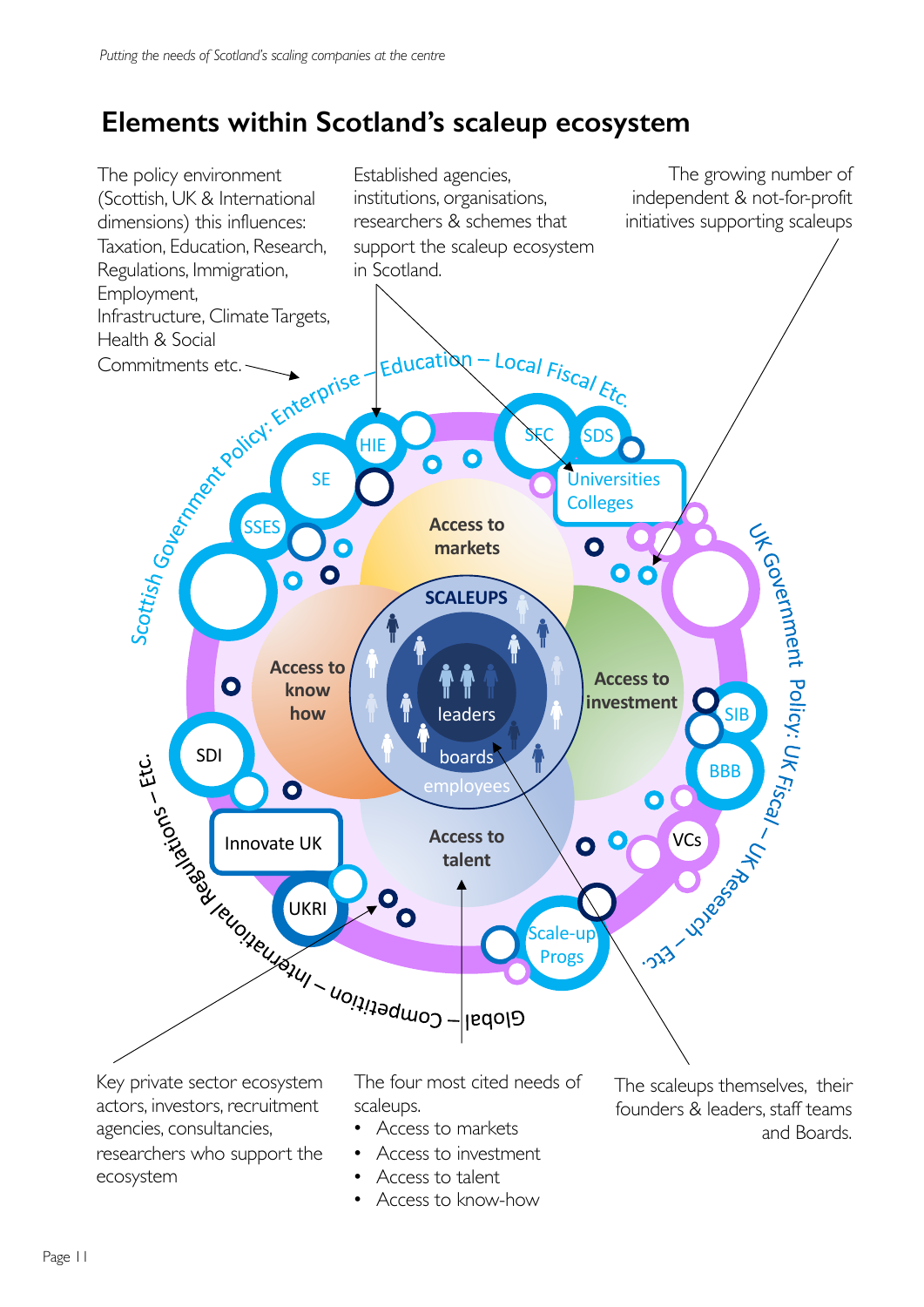# Elements within Scotland's scaleup ecosystem

The policy environment (Scottish, UK & International dimensions) this influences: Taxation, Education, Research, Regulations, Immigration, Employment, Infrastructure, Climate Targets, Health & Social Commitments etc.

Established agencies, institutions, organisations, researchers & schemes that support the scaleup ecosystem in Scotland.

The growing number of independent & not-for-profit initiatives supporting scaleups

Scottish Government Policy: Enterprise – Education – Local Fiscal Etc.

HIE

SE

SSES

SFC

SDS

Universities Colleges

UK Government Policy: UK Fiscal – UK Research – Etc.

Access to markets

Access to know how

Access to investment

Access to talent

SCALEUPS

leaders

boards

employees

SIB

BBB

VCs

SDI

Innovate UK

UKRI

Scale-up Progs

Global – Competition – International Regulations – Etc.

Key private sector ecosystem actors, investors, recruitment agencies, consultancies, researchers who support the ecosystem

The four most cited needs of scaleups.

- Access to markets
- Access to investment
- Access to talent
- Access to know-how

The scaleups themselves, their founders & leaders, staff teams and Boards.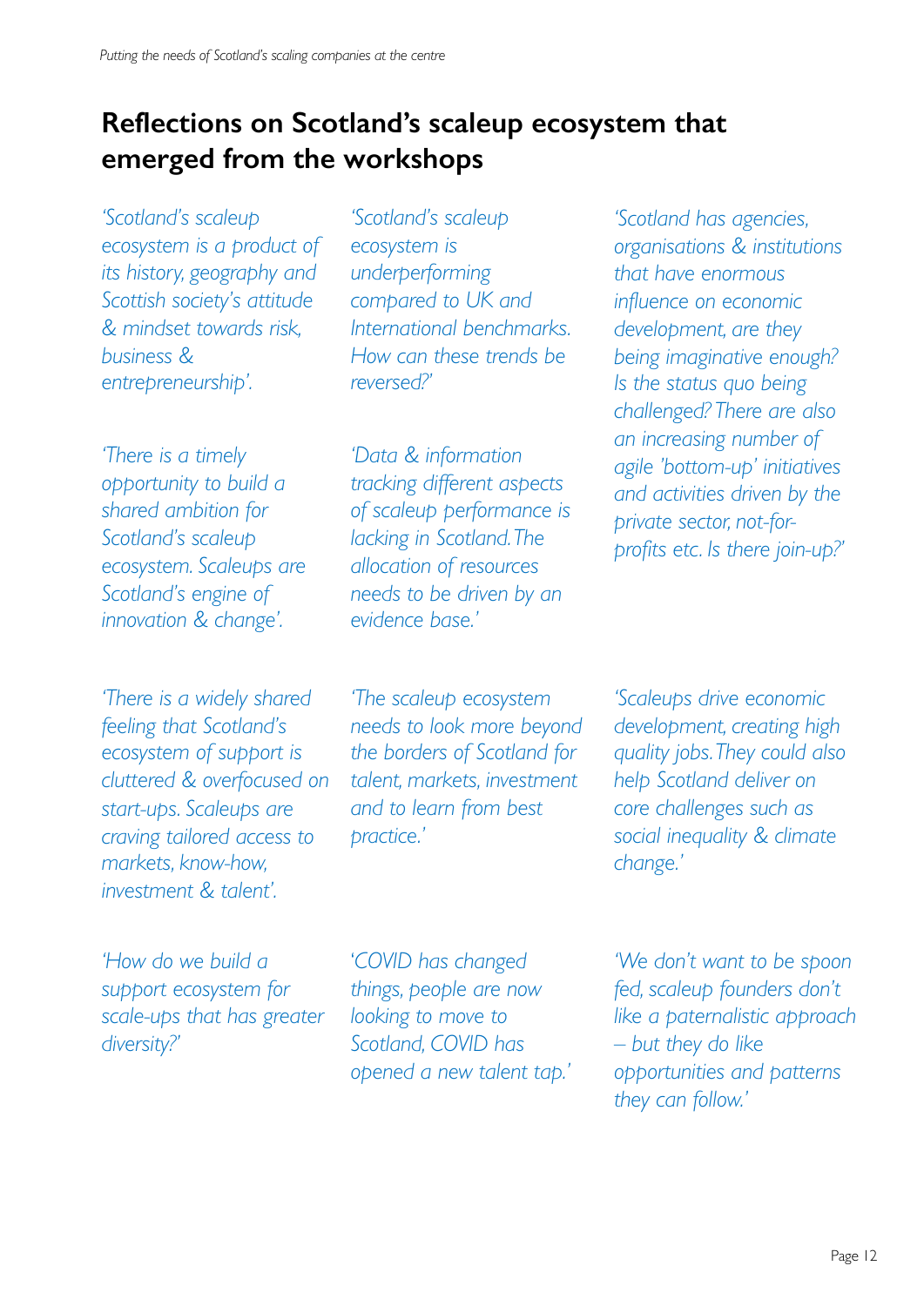# Reflections on Scotland's scaleup ecosystem that emerged from the workshops

*'Scotland's scaleup ecosystem is a product of its history, geography and Scottish society's attitude & mindset towards risk, business & entrepreneurship'.*

*'Scotland's scaleup ecosystem is underperforming compared to UK and International benchmarks. How can these trends be reversed?'*

*'Scotland has agencies, organisations & institutions that have enormous influence on economic development, are they being imaginative enough? Is the status quo being challenged? There are also an increasing number of agile 'bottom-up' initiatives and activities driven by the private sector, not-for-profits etc. Is there join-up?'*

*'There is a timely opportunity to build a shared ambition for Scotland's scaleup ecosystem. Scaleups are Scotland's engine of innovation & change'.*

*'Data & information tracking different aspects of scaleup performance is lacking in Scotland. The allocation of resources needs to be driven by an evidence base.'*

*'There is a widely shared feeling that Scotland's ecosystem of support is cluttered & overfocused on start-ups. Scaleups are craving tailored access to markets, know-how, investment & talent'.*

*'The scaleup ecosystem needs to look more beyond the borders of Scotland for talent, markets, investment and to learn from best practice.'*

*'Scaleups drive economic development, creating high quality jobs. They could also help Scotland deliver on core challenges such as social inequality & climate change.'*

*'How do we build a support ecosystem for scale-ups that has greater diversity?'*

*'COVID has changed things, people are now looking to move to Scotland, COVID has opened a new talent tap.'*

*'We don't want to be spoon fed, scaleup founders don't like a paternalistic approach – but they do like opportunities and patterns they can follow.'*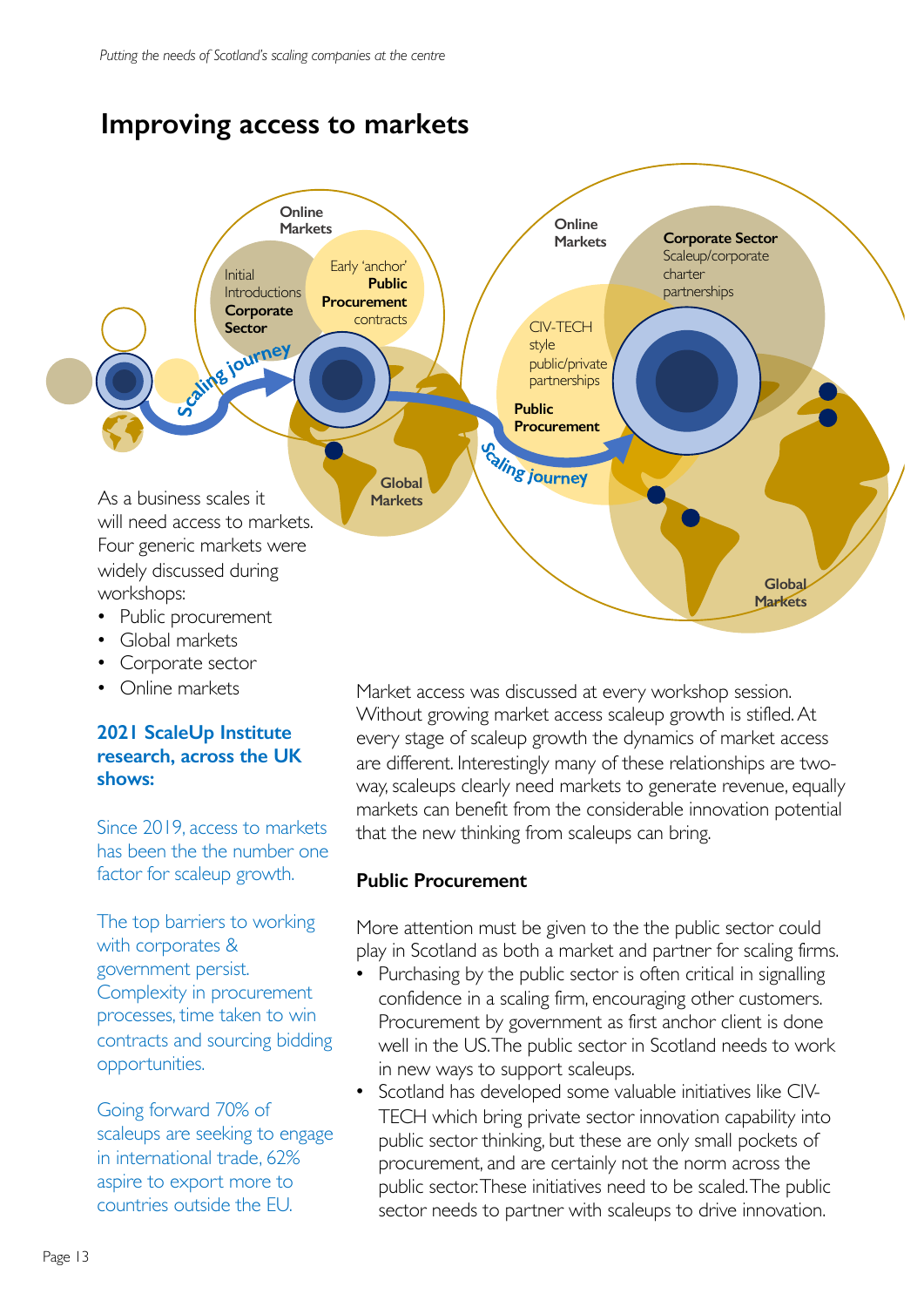# Improving access to markets

Online Markets

Initial Introductions **Corporate Sector**

Early 'anchor' **Public Procurement** contracts

Scaling journey

Global Markets

Online Markets

**Corporate Sector** Scaleup/corporate charter partnerships

CIV-TECH style public/private partnerships

**Public Procurement**

Scaling journey

Global Markets

As a business scales it will need access to markets. Four generic markets were widely discussed during workshops:

- Public procurement
- Global markets
- Corporate sector
- Online markets

**2021 ScaleUp Institute research, across the UK shows:**

Since 2019, access to markets has been the the number one factor for scaleup growth.

The top barriers to working with corporates & government persist. Complexity in procurement processes, time taken to win contracts and sourcing bidding opportunities.

Going forward 70% of scaleups are seeking to engage in international trade, 62% aspire to export more to countries outside the EU.

Market access was discussed at every workshop session. Without growing market access scaleup growth is stifled. At every stage of scaleup growth the dynamics of market access are different. Interestingly many of these relationships are two-way, scaleups clearly need markets to generate revenue, equally markets can benefit from the considerable innovation potential that the new thinking from scaleups can bring.

**Public Procurement**

More attention must be given to the the public sector could play in Scotland as both a market and partner for scaling firms.

- Purchasing by the public sector is often critical in signalling confidence in a scaling firm, encouraging other customers. Procurement by government as first anchor client is done well in the US. The public sector in Scotland needs to work in new ways to support scaleups.
- Scotland has developed some valuable initiatives like CIV-TECH which bring private sector innovation capability into public sector thinking, but these are only small pockets of procurement, and are certainly not the norm across the public sector. These initiatives need to be scaled. The public sector needs to partner with scaleups to drive innovation.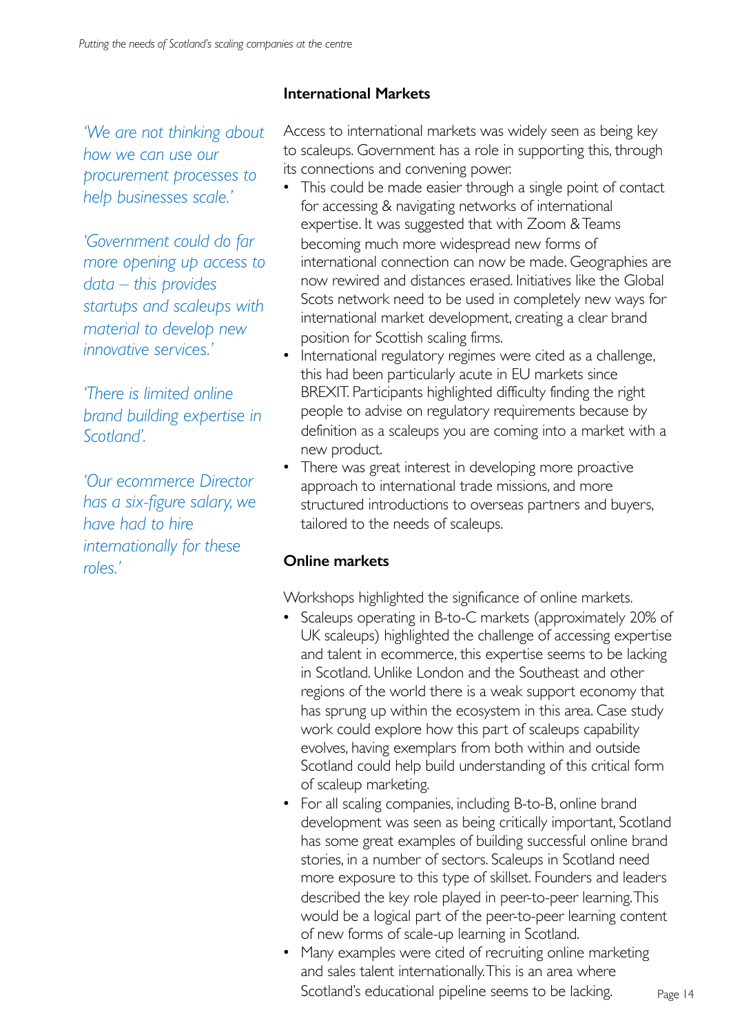*'We are not thinking about how we can use our procurement processes to help businesses scale.'*

*'Government could do far more opening up access to data – this provides startups and scaleups with material to develop new innovative services.'*

*'There is limited online brand building expertise in Scotland'.*

*'Our ecommerce Director has a six-figure salary, we have had to hire internationally for these roles.'*

**International Markets**

Access to international markets was widely seen as being key to scaleups. Government has a role in supporting this, through its connections and convening power.

- This could be made easier through a single point of contact for accessing & navigating networks of international expertise. It was suggested that with Zoom & Teams becoming much more widespread new forms of international connection can now be made. Geographies are now rewired and distances erased. Initiatives like the Global Scots network need to be used in completely new ways for international market development, creating a clear brand position for Scottish scaling firms.
- International regulatory regimes were cited as a challenge, this had been particularly acute in EU markets since BREXIT. Participants highlighted difficulty finding the right people to advise on regulatory requirements because by definition as a scaleups you are coming into a market with a new product.
- There was great interest in developing more proactive approach to international trade missions, and more structured introductions to overseas partners and buyers, tailored to the needs of scaleups.

**Online markets**

Workshops highlighted the significance of online markets.

- Scaleups operating in B-to-C markets (approximately 20% of UK scaleups) highlighted the challenge of accessing expertise and talent in ecommerce, this expertise seems to be lacking in Scotland. Unlike London and the Southeast and other regions of the world there is a weak support economy that has sprung up within the ecosystem in this area. Case study work could explore how this part of scaleups capability evolves, having exemplars from both within and outside Scotland could help build understanding of this critical form of scaleup marketing.
- For all scaling companies, including B-to-B, online brand development was seen as being critically important, Scotland has some great examples of building successful online brand stories, in a number of sectors. Scaleups in Scotland need more exposure to this type of skillset. Founders and leaders described the key role played in peer-to-peer learning. This would be a logical part of the peer-to-peer learning content of new forms of scale-up learning in Scotland.
- Many examples were cited of recruiting online marketing and sales talent internationally. This is an area where Scotland's educational pipeline seems to be lacking.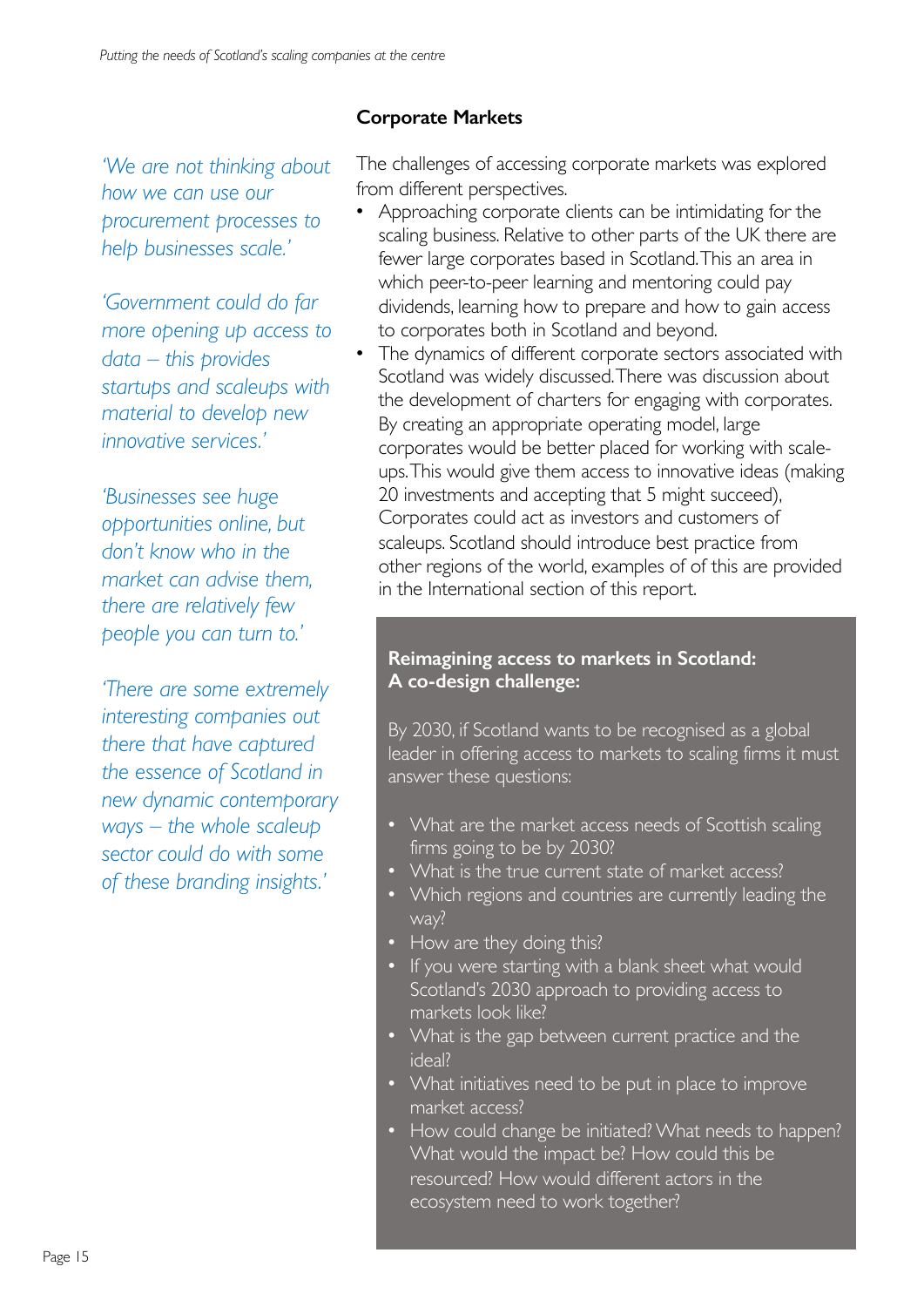*'We are not thinking about how we can use our procurement processes to help businesses scale.'*

*'Government could do far more opening up access to data – this provides startups and scaleups with material to develop new innovative services.'*

*'Businesses see huge opportunities online, but don't know who in the market can advise them, there are relatively few people you can turn to.'*

*'There are some extremely interesting companies out there that have captured the essence of Scotland in new dynamic contemporary ways – the whole scaleup sector could do with some of these branding insights.'*

## Corporate Markets

The challenges of accessing corporate markets was explored from different perspectives.

- Approaching corporate clients can be intimidating for the scaling business. Relative to other parts of the UK there are fewer large corporates based in Scotland. This an area in which peer-to-peer learning and mentoring could pay dividends, learning how to prepare and how to gain access to corporates both in Scotland and beyond.
- The dynamics of different corporate sectors associated with Scotland was widely discussed. There was discussion about the development of charters for engaging with corporates. By creating an appropriate operating model, large corporates would be better placed for working with scale-ups. This would give them access to innovative ideas (making 20 investments and accepting that 5 might succeed), Corporates could act as investors and customers of scaleups. Scotland should introduce best practice from other regions of the world, examples of of this are provided in the International section of this report.

**Reimagining access to markets in Scotland: A co-design challenge:**

By 2030, if Scotland wants to be recognised as a global leader in offering access to markets to scaling firms it must answer these questions:

- What are the market access needs of Scottish scaling firms going to be by 2030?
- What is the true current state of market access?
- Which regions and countries are currently leading the way?
- How are they doing this?
- If you were starting with a blank sheet what would Scotland's 2030 approach to providing access to markets look like?
- What is the gap between current practice and the ideal?
- What initiatives need to be put in place to improve market access?
- How could change be initiated? What needs to happen? What would the impact be? How could this be resourced? How would different actors in the ecosystem need to work together?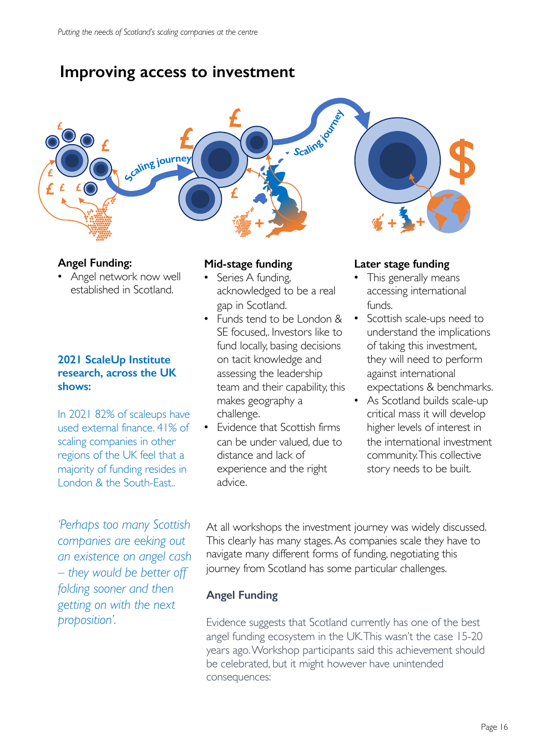# Improving access to investment

**Angel Funding:**

- Angel network now well established in Scotland.

**2021 ScaleUp Institute research, across the UK shows:**

In 2021 82% of scaleups have used external finance. 41% of scaling companies in other regions of the UK feel that a majority of funding resides in London & the South-East..

**Mid-stage funding**

- Series A funding, acknowledged to be a real gap in Scotland.
- Funds tend to be London & SE focused,. Investors like to fund locally, basing decisions on tacit knowledge and assessing the leadership team and their capability, this makes geography a challenge.
- Evidence that Scottish firms can be under valued, due to distance and lack of experience and the right advice.

**Later stage funding**

- This generally means accessing international funds.
- Scottish scale-ups need to understand the implications of taking this investment, they will need to perform against international expectations & benchmarks.
- As Scotland builds scale-up critical mass it will develop higher levels of interest in the international investment community. This collective story needs to be built.

*'Perhaps too many Scottish companies are eeking out an existence on angel cash – they would be better off folding sooner and then getting on with the next proposition'.*

At all workshops the investment journey was widely discussed. This clearly has many stages. As companies scale they have to navigate many different forms of funding, negotiating this journey from Scotland has some particular challenges.

## Angel Funding

Evidence suggests that Scotland currently has one of the best angel funding ecosystem in the UK. This wasn't the case 15-20 years ago. Workshop participants said this achievement should be celebrated, but it might however have unintended consequences: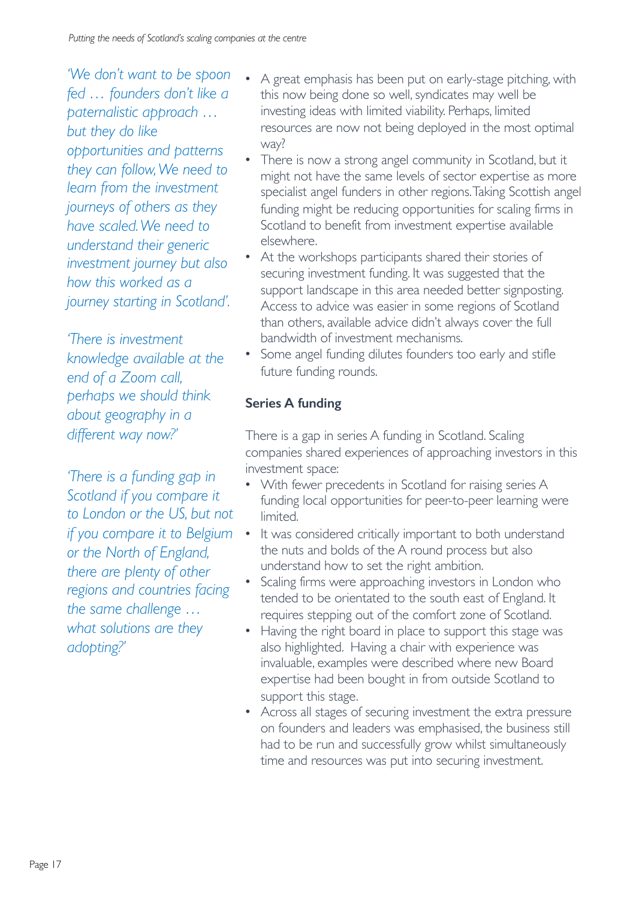*'We don't want to be spoon fed … founders don't like a paternalistic approach … but they do like opportunities and patterns they can follow, We need to learn from the investment journeys of others as they have scaled. We need to understand their generic investment journey but also how this worked as a journey starting in Scotland'.*

*'There is investment knowledge available at the end of a Zoom call, perhaps we should think about geography in a different way now?'*

*'There is a funding gap in Scotland if you compare it to London or the US, but not if you compare it to Belgium or the North of England, there are plenty of other regions and countries facing the same challenge … what solutions are they adopting?'*

- A great emphasis has been put on early-stage pitching, with this now being done so well, syndicates may well be investing ideas with limited viability. Perhaps, limited resources are now not being deployed in the most optimal way?
- There is now a strong angel community in Scotland, but it might not have the same levels of sector expertise as more specialist angel funders in other regions. Taking Scottish angel funding might be reducing opportunities for scaling firms in Scotland to benefit from investment expertise available elsewhere.
- At the workshops participants shared their stories of securing investment funding. It was suggested that the support landscape in this area needed better signposting. Access to advice was easier in some regions of Scotland than others, available advice didn't always cover the full bandwidth of investment mechanisms.
- Some angel funding dilutes founders too early and stifle future funding rounds.

**Series A funding**

There is a gap in series A funding in Scotland. Scaling companies shared experiences of approaching investors in this investment space:

- With fewer precedents in Scotland for raising series A funding local opportunities for peer-to-peer learning were limited.
- It was considered critically important to both understand the nuts and bolds of the A round process but also understand how to set the right ambition.
- Scaling firms were approaching investors in London who tended to be orientated to the south east of England. It requires stepping out of the comfort zone of Scotland.
- Having the right board in place to support this stage was also highlighted. Having a chair with experience was invaluable, examples were described where new Board expertise had been bought in from outside Scotland to support this stage.
- Across all stages of securing investment the extra pressure on founders and leaders was emphasised, the business still had to be run and successfully grow whilst simultaneously time and resources was put into securing investment.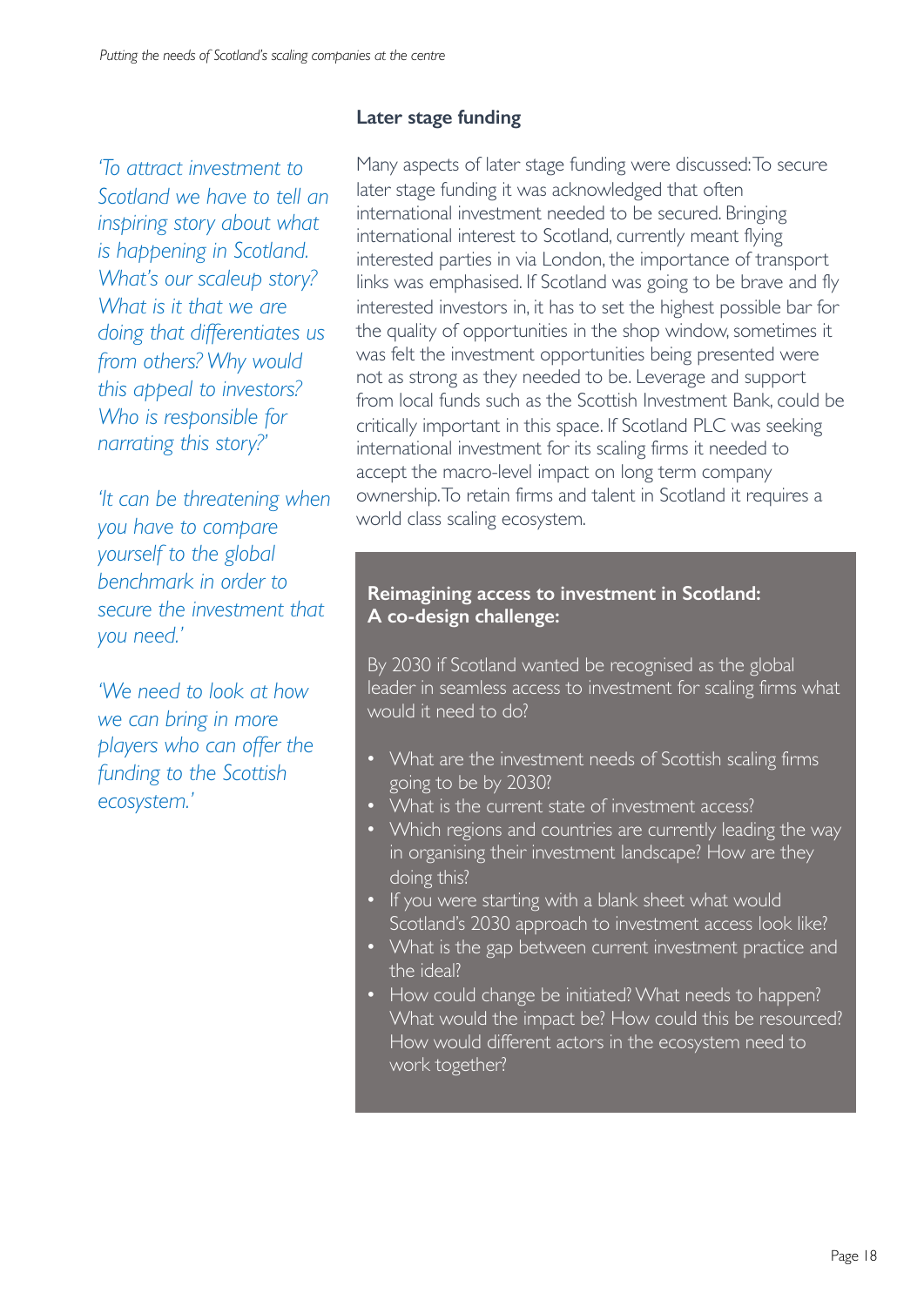*'To attract investment to Scotland we have to tell an inspiring story about what is happening in Scotland. What's our scaleup story? What is it that we are doing that differentiates us from others? Why would this appeal to investors? Who is responsible for narrating this story?'*

*'It can be threatening when you have to compare yourself to the global benchmark in order to secure the investment that you need.'*

*'We need to look at how we can bring in more players who can offer the funding to the Scottish ecosystem.'*

## Later stage funding

Many aspects of later stage funding were discussed: To secure later stage funding it was acknowledged that often international investment needed to be secured. Bringing international interest to Scotland, currently meant flying interested parties in via London, the importance of transport links was emphasised. If Scotland was going to be brave and fly interested investors in, it has to set the highest possible bar for the quality of opportunities in the shop window, sometimes it was felt the investment opportunities being presented were not as strong as they needed to be. Leverage and support from local funds such as the Scottish Investment Bank, could be critically important in this space. If Scotland PLC was seeking international investment for its scaling firms it needed to accept the macro-level impact on long term company ownership. To retain firms and talent in Scotland it requires a world class scaling ecosystem.

**Reimagining access to investment in Scotland: A co-design challenge:**

By 2030 if Scotland wanted be recognised as the global leader in seamless access to investment for scaling firms what would it need to do?

- What are the investment needs of Scottish scaling firms going to be by 2030?
- What is the current state of investment access?
- Which regions and countries are currently leading the way in organising their investment landscape? How are they doing this?
- If you were starting with a blank sheet what would Scotland's 2030 approach to investment access look like?
- What is the gap between current investment practice and the ideal?
- How could change be initiated? What needs to happen? What would the impact be? How could this be resourced? How would different actors in the ecosystem need to work together?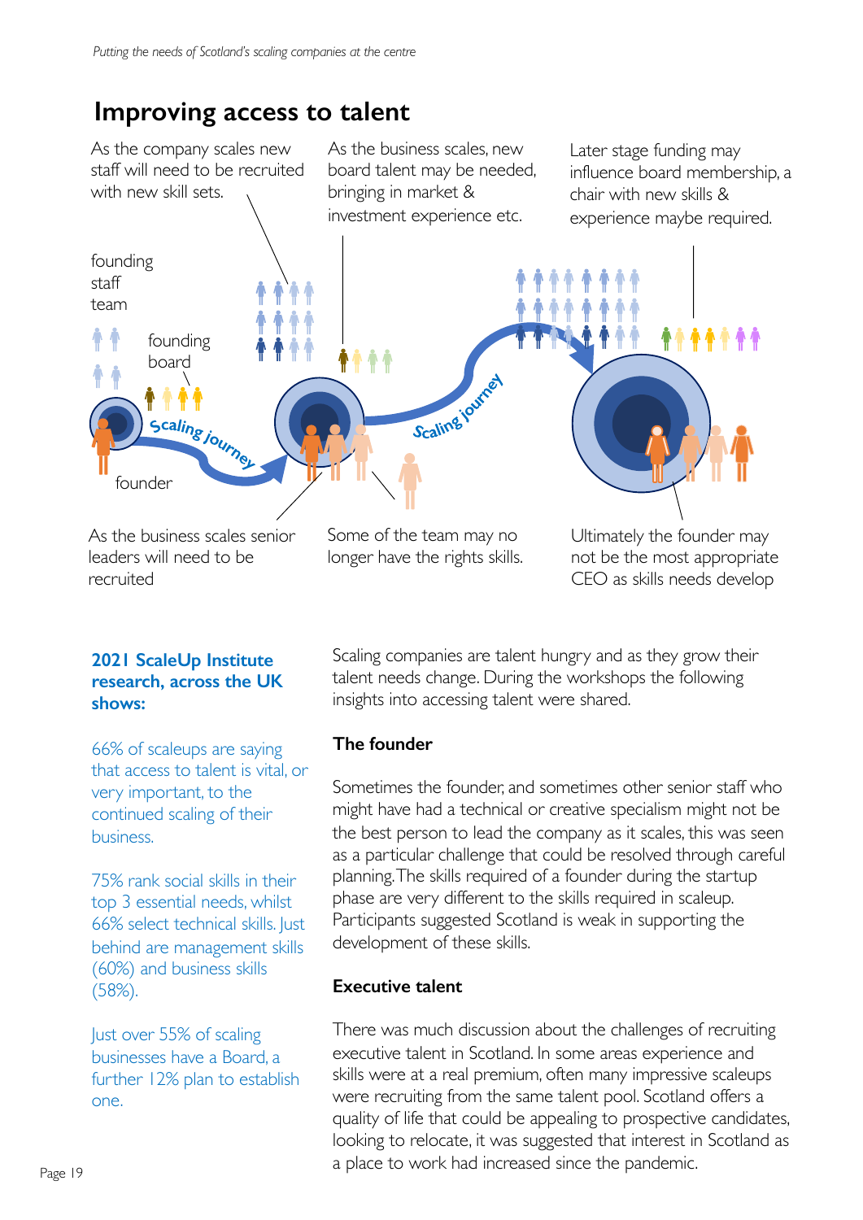## Improving access to talent

As the company scales new staff will need to be recruited with new skill sets.

As the business scales, new board talent may be needed, bringing in market & investment experience etc.

Later stage funding may influence board membership, a chair with new skills & experience maybe required.

founding staff team

founding board

founder

Scaling journey

Scaling journey

As the business scales senior leaders will need to be recruited

Some of the team may no longer have the rights skills.

Ultimately the founder may not be the most appropriate CEO as skills needs develop

**2021 ScaleUp Institute research, across the UK shows:**

66% of scaleups are saying that access to talent is vital, or very important, to the continued scaling of their business.

75% rank social skills in their top 3 essential needs, whilst 66% select technical skills. Just behind are management skills (60%) and business skills (58%).

Just over 55% of scaling businesses have a Board, a further 12% plan to establish one.

Scaling companies are talent hungry and as they grow their talent needs change. During the workshops the following insights into accessing talent were shared.

### The founder

Sometimes the founder, and sometimes other senior staff who might have had a technical or creative specialism might not be the best person to lead the company as it scales, this was seen as a particular challenge that could be resolved through careful planning. The skills required of a founder during the startup phase are very different to the skills required in scaleup. Participants suggested Scotland is weak in supporting the development of these skills.

### Executive talent

There was much discussion about the challenges of recruiting executive talent in Scotland. In some areas experience and skills were at a real premium, often many impressive scaleups were recruiting from the same talent pool. Scotland offers a quality of life that could be appealing to prospective candidates, looking to relocate, it was suggested that interest in Scotland as a place to work had increased since the pandemic.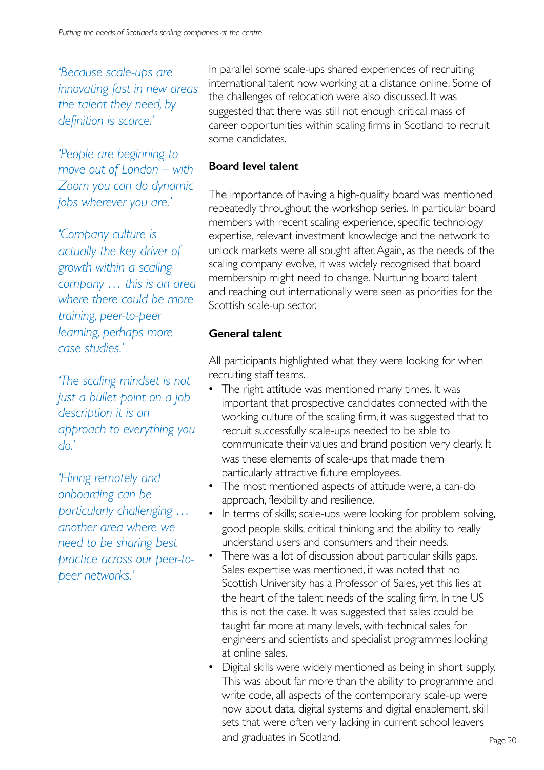*'Because scale-ups are innovating fast in new areas the talent they need, by definition is scarce.'*

*'People are beginning to move out of London – with Zoom you can do dynamic jobs wherever you are.'*

*'Company culture is actually the key driver of growth within a scaling company … this is an area where there could be more training, peer-to-peer learning, perhaps more case studies.'*

*'The scaling mindset is not just a bullet point on a job description it is an approach to everything you do.'*

*'Hiring remotely and onboarding can be particularly challenging … another area where we need to be sharing best practice across our peer-to-peer networks.'*

In parallel some scale-ups shared experiences of recruiting international talent now working at a distance online. Some of the challenges of relocation were also discussed. It was suggested that there was still not enough critical mass of career opportunities within scaling firms in Scotland to recruit some candidates.

**Board level talent**

The importance of having a high-quality board was mentioned repeatedly throughout the workshop series. In particular board members with recent scaling experience, specific technology expertise, relevant investment knowledge and the network to unlock markets were all sought after. Again, as the needs of the scaling company evolve, it was widely recognised that board membership might need to change. Nurturing board talent and reaching out internationally were seen as priorities for the Scottish scale-up sector.

**General talent**

All participants highlighted what they were looking for when recruiting staff teams.

- The right attitude was mentioned many times. It was important that prospective candidates connected with the working culture of the scaling firm, it was suggested that to recruit successfully scale-ups needed to be able to communicate their values and brand position very clearly. It was these elements of scale-ups that made them particularly attractive future employees.
- The most mentioned aspects of attitude were, a can-do approach, flexibility and resilience.
- In terms of skills; scale-ups were looking for problem solving, good people skills, critical thinking and the ability to really understand users and consumers and their needs.
- There was a lot of discussion about particular skills gaps. Sales expertise was mentioned, it was noted that no Scottish University has a Professor of Sales, yet this lies at the heart of the talent needs of the scaling firm. In the US this is not the case. It was suggested that sales could be taught far more at many levels, with technical sales for engineers and scientists and specialist programmes looking at online sales.
- Digital skills were widely mentioned as being in short supply. This was about far more than the ability to programme and write code, all aspects of the contemporary scale-up were now about data, digital systems and digital enablement, skill sets that were often very lacking in current school leavers and graduates in Scotland.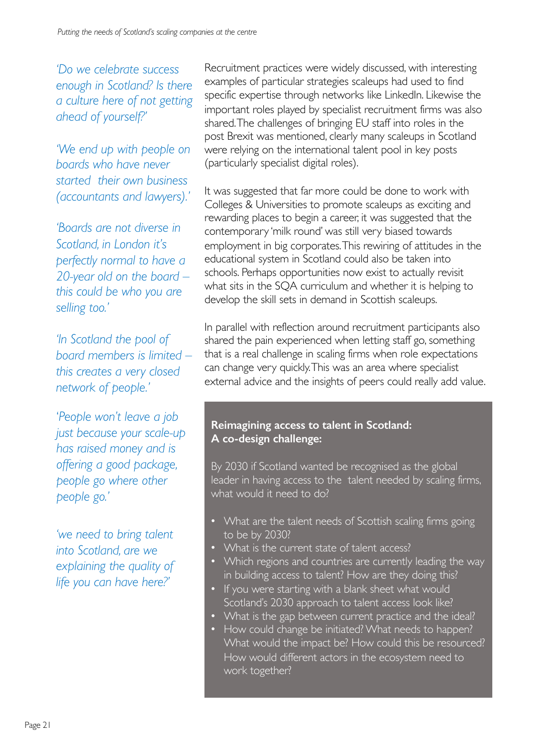*'Do we celebrate success enough in Scotland? Is there a culture here of not getting ahead of yourself?'*

*'We end up with people on boards who have never started their own business (accountants and lawyers).'*

*'Boards are not diverse in Scotland, in London it's perfectly normal to have a 20-year old on the board – this could be who you are selling too.'*

*'In Scotland the pool of board members is limited – this creates a very closed network of people.'*

*'People won't leave a job just because your scale-up has raised money and is offering a good package, people go where other people go.'*

*'we need to bring talent into Scotland, are we explaining the quality of life you can have here?'*

Recruitment practices were widely discussed, with interesting examples of particular strategies scaleups had used to find specific expertise through networks like LinkedIn. Likewise the important roles played by specialist recruitment firms was also shared. The challenges of bringing EU staff into roles in the post Brexit was mentioned, clearly many scaleups in Scotland were relying on the international talent pool in key posts (particularly specialist digital roles).

It was suggested that far more could be done to work with Colleges & Universities to promote scaleups as exciting and rewarding places to begin a career, it was suggested that the contemporary 'milk round' was still very biased towards employment in big corporates. This rewiring of attitudes in the educational system in Scotland could also be taken into schools. Perhaps opportunities now exist to actually revisit what sits in the SQA curriculum and whether it is helping to develop the skill sets in demand in Scottish scaleups.

In parallel with reflection around recruitment participants also shared the pain experienced when letting staff go, something that is a real challenge in scaling firms when role expectations can change very quickly. This was an area where specialist external advice and the insights of peers could really add value.

**Reimagining access to talent in Scotland: A co-design challenge:**

By 2030 if Scotland wanted be recognised as the global leader in having access to the talent needed by scaling firms, what would it need to do?

- What are the talent needs of Scottish scaling firms going to be by 2030?
- What is the current state of talent access?
- Which regions and countries are currently leading the way in building access to talent? How are they doing this?
- If you were starting with a blank sheet what would Scotland's 2030 approach to talent access look like?
- What is the gap between current practice and the ideal?
- How could change be initiated? What needs to happen? What would the impact be? How could this be resourced? How would different actors in the ecosystem need to work together?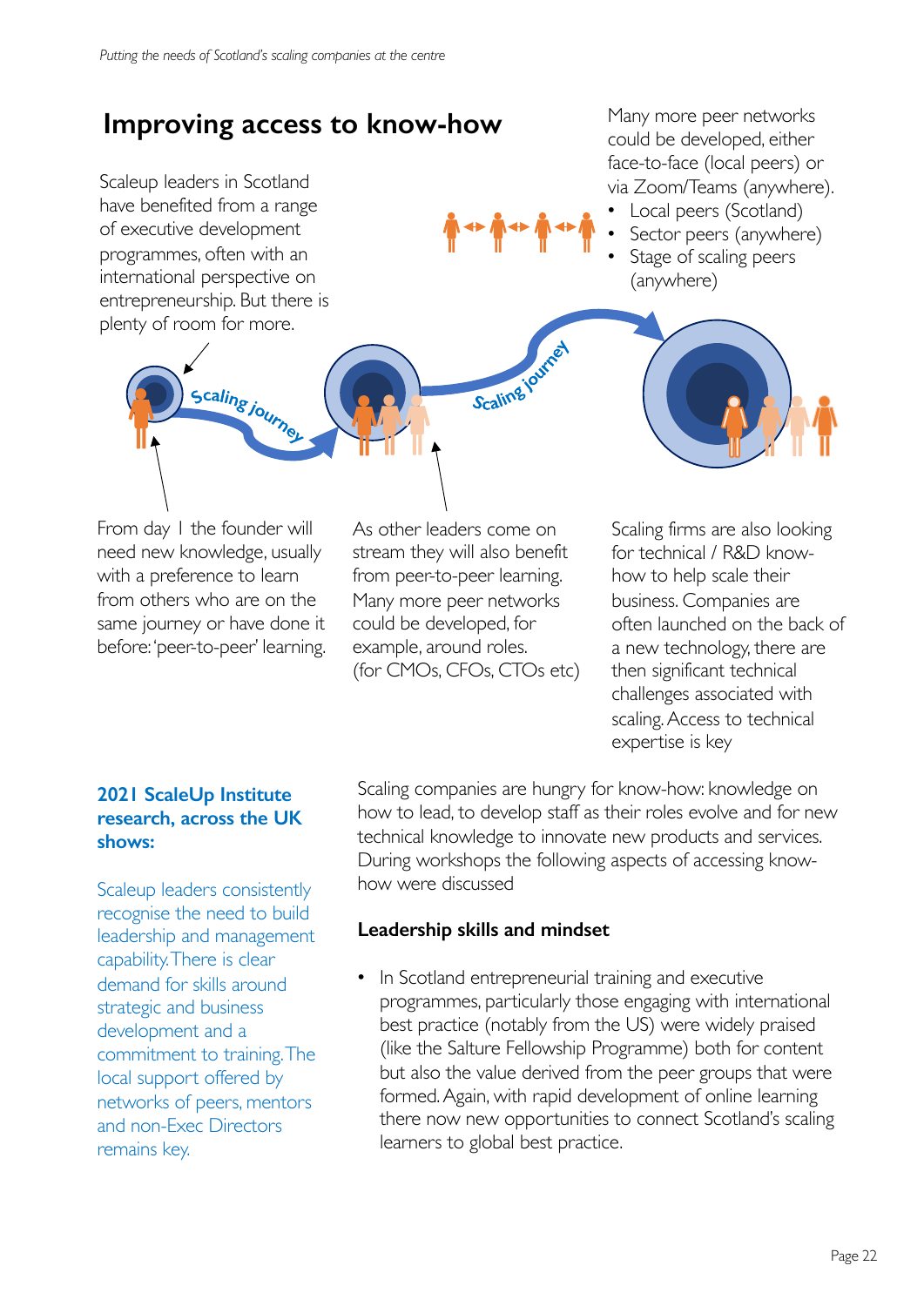## Improving access to know-how

Scaleup leaders in Scotland have benefited from a range of executive development programmes, often with an international perspective on entrepreneurship. But there is plenty of room for more.

Many more peer networks could be developed, either face-to-face (local peers) or via Zoom/Teams (anywhere).

- Local peers (Scotland)
- Sector peers (anywhere)
- Stage of scaling peers (anywhere)

Scaling journey

Scaling journey

From day 1 the founder will need new knowledge, usually with a preference to learn from others who are on the same journey or have done it before: 'peer-to-peer' learning.

As other leaders come on stream they will also benefit from peer-to-peer learning. Many more peer networks could be developed, for example, around roles. (for CMOs, CFOs, CTOs etc)

Scaling firms are also looking for technical / R&D know-how to help scale their business. Companies are often launched on the back of a new technology, there are then significant technical challenges associated with scaling. Access to technical expertise is key

**2021 ScaleUp Institute research, across the UK shows:**

Scaleup leaders consistently recognise the need to build leadership and management capability. There is clear demand for skills around strategic and business development and a commitment to training. The local support offered by networks of peers, mentors and non-Exec Directors remains key.

Scaling companies are hungry for know-how: knowledge on how to lead, to develop staff as their roles evolve and for new technical knowledge to innovate new products and services. During workshops the following aspects of accessing know-how were discussed

### Leadership skills and mindset

- In Scotland entrepreneurial training and executive programmes, particularly those engaging with international best practice (notably from the US) were widely praised (like the Saltire Fellowship Programme) both for content but also the value derived from the peer groups that were formed. Again, with rapid development of online learning there now new opportunities to connect Scotland's scaling learners to global best practice.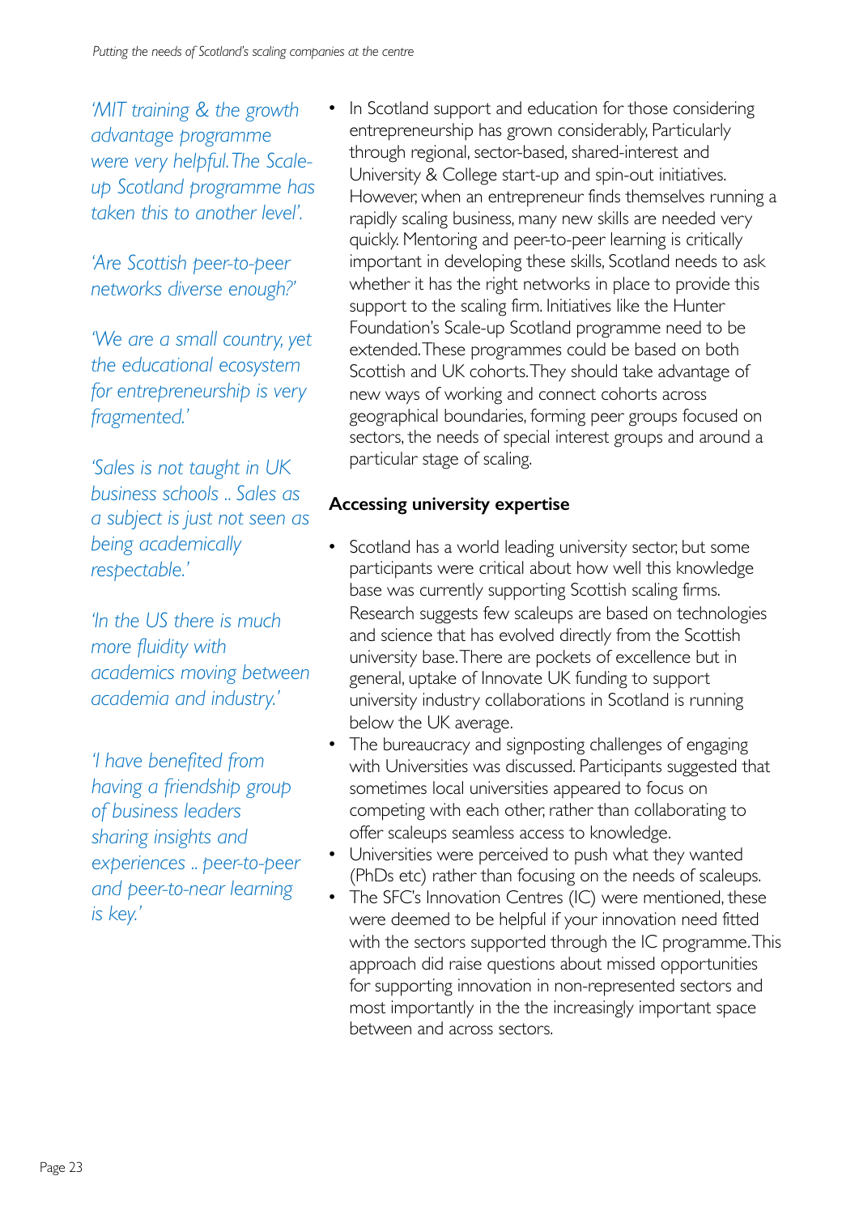*'MIT training & the growth advantage programme were very helpful. The Scale-up Scotland programme has taken this to another level'.*

*'Are Scottish peer-to-peer networks diverse enough?'*

*'We are a small country, yet the educational ecosystem for entrepreneurship is very fragmented.'*

*'Sales is not taught in UK business schools .. Sales as a subject is just not seen as being academically respectable.'*

*'In the US there is much more fluidity with academics moving between academia and industry.'*

*'I have benefited from having a friendship group of business leaders sharing insights and experiences .. peer-to-peer and peer-to-near learning is key.'*

- In Scotland support and education for those considering entrepreneurship has grown considerably, Particularly through regional, sector-based, shared-interest and University & College start-up and spin-out initiatives. However, when an entrepreneur finds themselves running a rapidly scaling business, many new skills are needed very quickly. Mentoring and peer-to-peer learning is critically important in developing these skills, Scotland needs to ask whether it has the right networks in place to provide this support to the scaling firm. Initiatives like the Hunter Foundation's Scale-up Scotland programme need to be extended. These programmes could be based on both Scottish and UK cohorts. They should take advantage of new ways of working and connect cohorts across geographical boundaries, forming peer groups focused on sectors, the needs of special interest groups and around a particular stage of scaling.

**Accessing university expertise**

- Scotland has a world leading university sector, but some participants were critical about how well this knowledge base was currently supporting Scottish scaling firms. Research suggests few scaleups are based on technologies and science that has evolved directly from the Scottish university base. There are pockets of excellence but in general, uptake of Innovate UK funding to support university industry collaborations in Scotland is running below the UK average.
- The bureaucracy and signposting challenges of engaging with Universities was discussed. Participants suggested that sometimes local universities appeared to focus on competing with each other, rather than collaborating to offer scaleups seamless access to knowledge.
- Universities were perceived to push what they wanted (PhDs etc) rather than focusing on the needs of scaleups.
- The SFC's Innovation Centres (IC) were mentioned, these were deemed to be helpful if your innovation need fitted with the sectors supported through the IC programme. This approach did raise questions about missed opportunities for supporting innovation in non-represented sectors and most importantly in the the increasingly important space between and across sectors.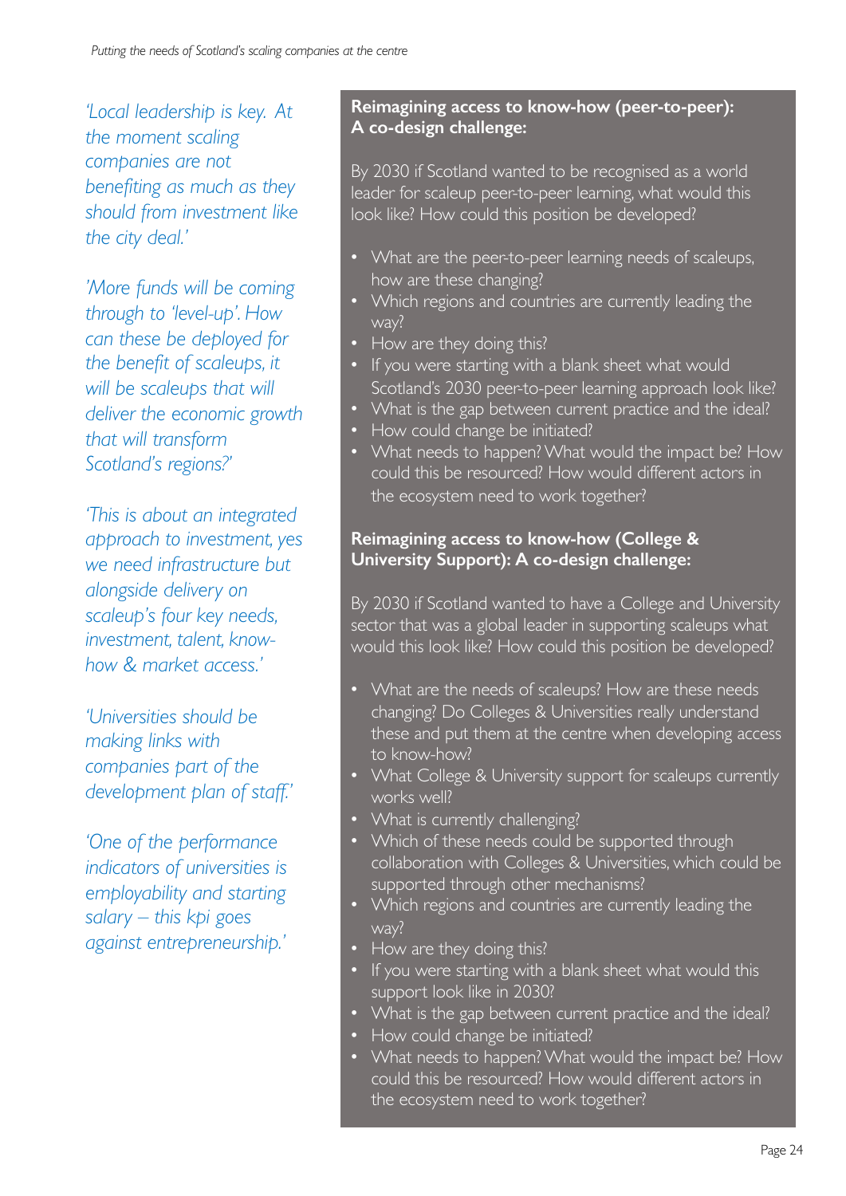*'Local leadership is key. At the moment scaling companies are not benefiting as much as they should from investment like the city deal.'*

*'More funds will be coming through to 'level-up'. How can these be deployed for the benefit of scaleups, it will be scaleups that will deliver the economic growth that will transform Scotland's regions?'*

*'This is about an integrated approach to investment, yes we need infrastructure but alongside delivery on scaleup's four key needs, investment, talent, know-how & market access.'*

*'Universities should be making links with companies part of the development plan of staff.'*

*'One of the performance indicators of universities is employability and starting salary – this kpi goes against entrepreneurship.'*

**Reimagining access to know-how (peer-to-peer): A co-design challenge:**

By 2030 if Scotland wanted to be recognised as a world leader for scaleup peer-to-peer learning, what would this look like? How could this position be developed?

- What are the peer-to-peer learning needs of scaleups, how are these changing?
- Which regions and countries are currently leading the way?
- How are they doing this?
- If you were starting with a blank sheet what would Scotland's 2030 peer-to-peer learning approach look like?
- What is the gap between current practice and the ideal?
- How could change be initiated?
- What needs to happen? What would the impact be? How could this be resourced? How would different actors in the ecosystem need to work together?

**Reimagining access to know-how (College & University Support): A co-design challenge:**

By 2030 if Scotland wanted to have a College and University sector that was a global leader in supporting scaleups what would this look like? How could this position be developed?

- What are the needs of scaleups? How are these needs changing? Do Colleges & Universities really understand these and put them at the centre when developing access to know-how?
- What College & University support for scaleups currently works well?
- What is currently challenging?
- Which of these needs could be supported through collaboration with Colleges & Universities, which could be supported through other mechanisms?
- Which regions and countries are currently leading the way?
- How are they doing this?
- If you were starting with a blank sheet what would this support look like in 2030?
- What is the gap between current practice and the ideal?
- How could change be initiated?
- What needs to happen? What would the impact be? How could this be resourced? How would different actors in the ecosystem need to work together?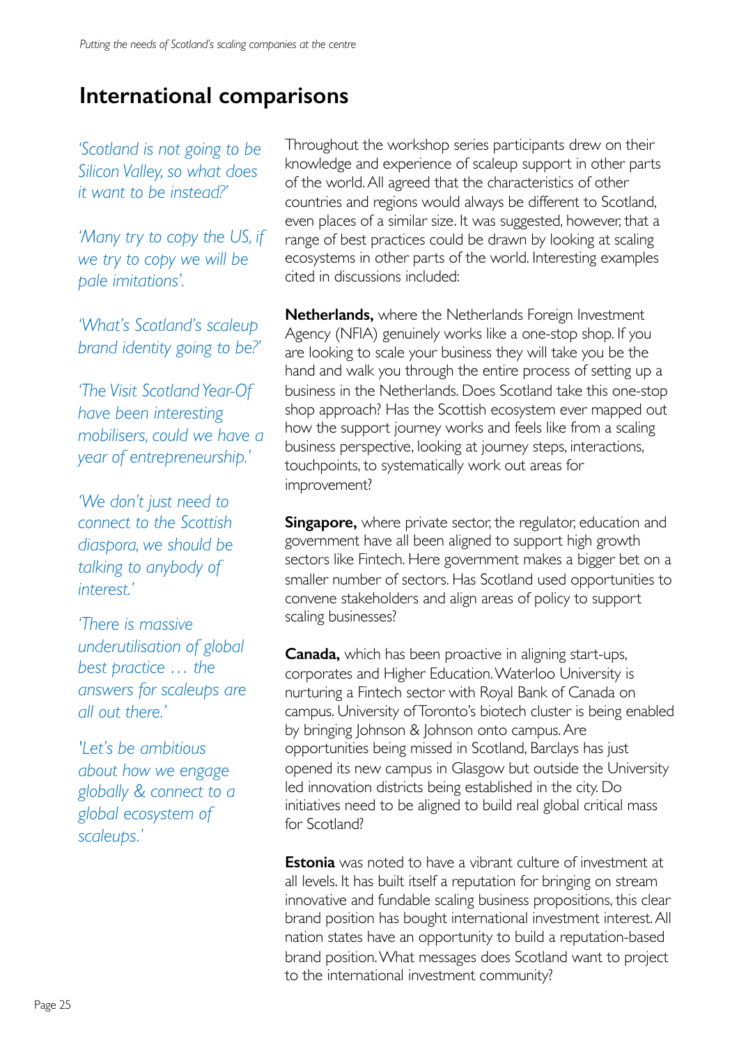## International comparisons

*'Scotland is not going to be Silicon Valley, so what does it want to be instead?'*

*'Many try to copy the US, if we try to copy we will be pale imitations'.*

*'What's Scotland's scaleup brand identity going to be?'*

*'The Visit Scotland Year-Of have been interesting mobilisers, could we have a year of entrepreneurship.'*

*'We don't just need to connect to the Scottish diaspora, we should be talking to anybody of interest.'*

*'There is massive underutilisation of global best practice … the answers for scaleups are all out there.'*

*'Let's be ambitious about how we engage globally & connect to a global ecosystem of scaleups.'*

Throughout the workshop series participants drew on their knowledge and experience of scaleup support in other parts of the world. All agreed that the characteristics of other countries and regions would always be different to Scotland, even places of a similar size. It was suggested, however, that a range of best practices could be drawn by looking at scaling ecosystems in other parts of the world. Interesting examples cited in discussions included:

**Netherlands,** where the Netherlands Foreign Investment Agency (NFIA) genuinely works like a one-stop shop. If you are looking to scale your business they will take you be the hand and walk you through the entire process of setting up a business in the Netherlands. Does Scotland take this one-stop shop approach? Has the Scottish ecosystem ever mapped out how the support journey works and feels like from a scaling business perspective, looking at journey steps, interactions, touchpoints, to systematically work out areas for improvement?

**Singapore,** where private sector, the regulator, education and government have all been aligned to support high growth sectors like Fintech. Here government makes a bigger bet on a smaller number of sectors. Has Scotland used opportunities to convene stakeholders and align areas of policy to support scaling businesses?

**Canada,** which has been proactive in aligning start-ups, corporates and Higher Education. Waterloo University is nurturing a Fintech sector with Royal Bank of Canada on campus. University of Toronto's biotech cluster is being enabled by bringing Johnson & Johnson onto campus. Are opportunities being missed in Scotland, Barclays has just opened its new campus in Glasgow but outside the University led innovation districts being established in the city. Do initiatives need to be aligned to build real global critical mass for Scotland?

**Estonia** was noted to have a vibrant culture of investment at all levels. It has built itself a reputation for bringing on stream innovative and fundable scaling business propositions, this clear brand position has bought international investment interest. All nation states have an opportunity to build a reputation-based brand position. What messages does Scotland want to project to the international investment community?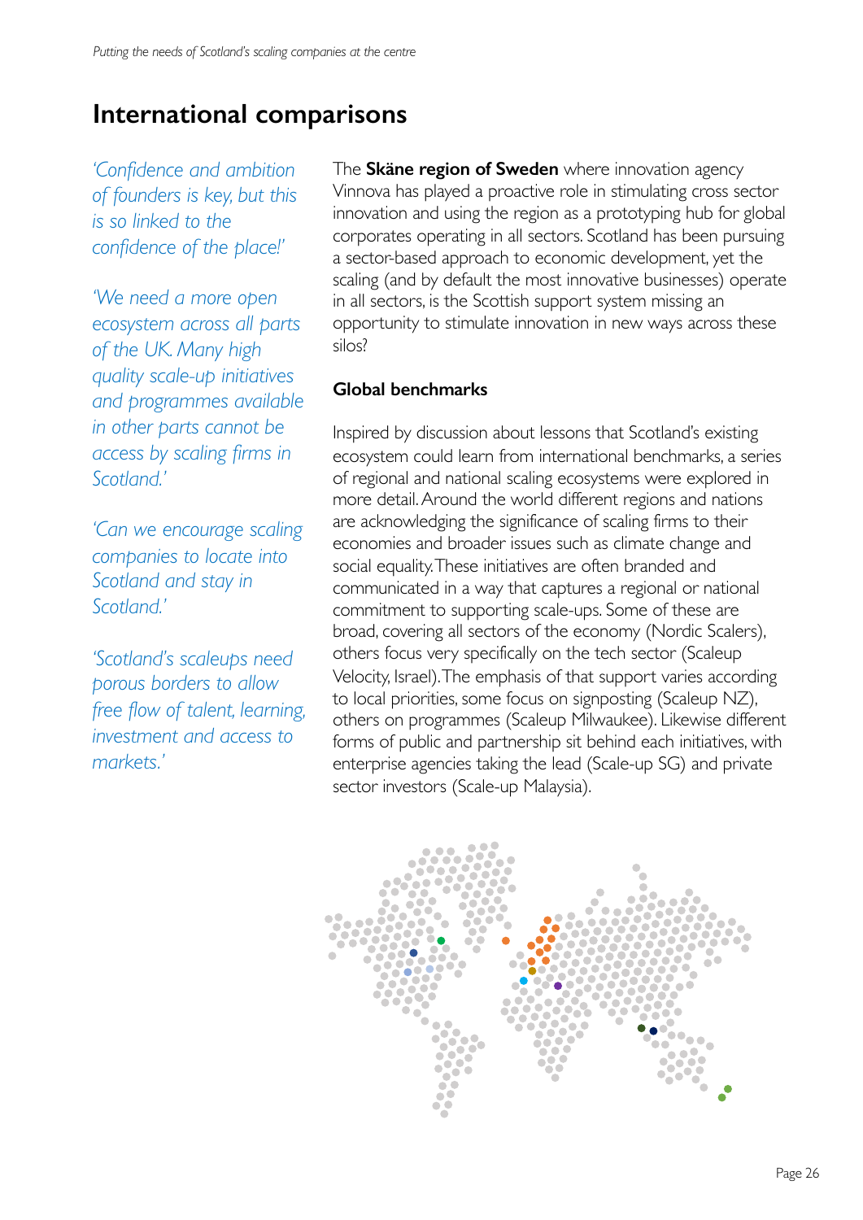# International comparisons

*'Confidence and ambition of founders is key, but this is so linked to the confidence of the place!'*

*'We need a more open ecosystem across all parts of the UK. Many high quality scale-up initiatives and programmes available in other parts cannot be access by scaling firms in Scotland.'*

*'Can we encourage scaling companies to locate into Scotland and stay in Scotland.'*

*'Scotland's scaleups need porous borders to allow free flow of talent, learning, investment and access to markets.'*

The **Skåne region of Sweden** where innovation agency Vinnova has played a proactive role in stimulating cross sector innovation and using the region as a prototyping hub for global corporates operating in all sectors. Scotland has been pursuing a sector-based approach to economic development, yet the scaling (and by default the most innovative businesses) operate in all sectors, is the Scottish support system missing an opportunity to stimulate innovation in new ways across these silos?

## Global benchmarks

Inspired by discussion about lessons that Scotland's existing ecosystem could learn from international benchmarks, a series of regional and national scaling ecosystems were explored in more detail. Around the world different regions and nations are acknowledging the significance of scaling firms to their economies and broader issues such as climate change and social equality. These initiatives are often branded and communicated in a way that captures a regional or national commitment to supporting scale-ups. Some of these are broad, covering all sectors of the economy (Nordic Scalers), others focus very specifically on the tech sector (Scaleup Velocity, Israel). The emphasis of that support varies according to local priorities, some focus on signposting (Scaleup NZ), others on programmes (Scaleup Milwaukee). Likewise different forms of public and partnership sit behind each initiatives, with enterprise agencies taking the lead (Scale-up SG) and private sector investors (Scale-up Malaysia).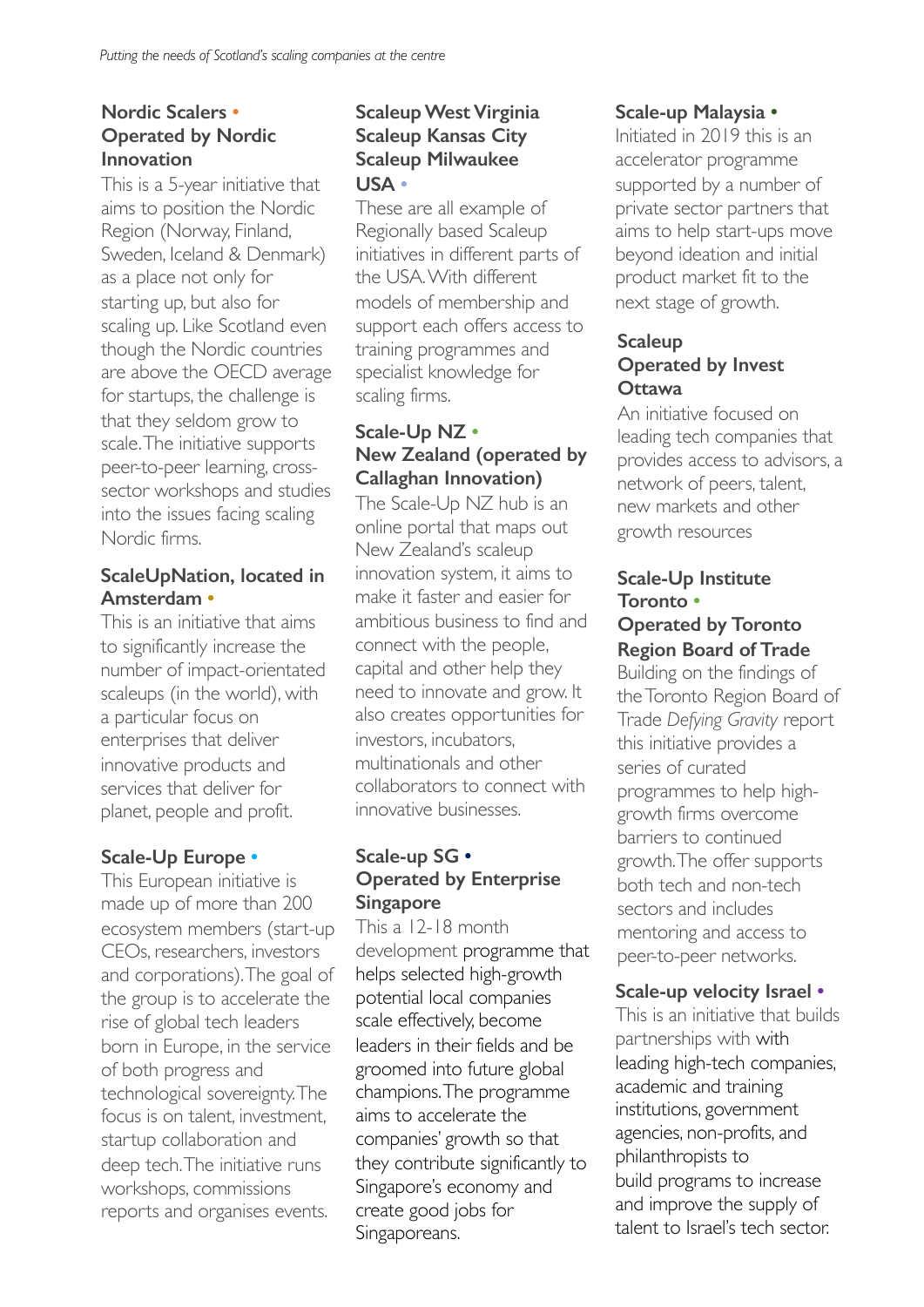### Nordic Scalers • Operated by Nordic Innovation

This is a 5-year initiative that aims to position the Nordic Region (Norway, Finland, Sweden, Iceland & Denmark) as a place not only for starting up, but also for scaling up. Like Scotland even though the Nordic countries are above the OECD average for startups, the challenge is that they seldom grow to scale. The initiative supports peer-to-peer learning, cross-sector workshops and studies into the issues facing scaling Nordic firms.

### ScaleUpNation, located in Amsterdam •

This is an initiative that aims to significantly increase the number of impact-orientated scaleups (in the world), with a particular focus on enterprises that deliver innovative products and services that deliver for planet, people and profit.

### Scale-Up Europe •

This European initiative is made up of more than 200 ecosystem members (start-up CEOs, researchers, investors and corporations). The goal of the group is to accelerate the rise of global tech leaders born in Europe, in the service of both progress and technological sovereignty. The focus is on talent, investment, startup collaboration and deep tech. The initiative runs workshops, commissions reports and organises events.

### Scaleup West Virginia
### Scaleup Kansas City
### Scaleup Milwaukee
### USA •

These are all example of Regionally based Scaleup initiatives in different parts of the USA. With different models of membership and support each offers access to training programmes and specialist knowledge for scaling firms.

### Scale-Up NZ • New Zealand (operated by Callaghan Innovation)

The Scale-Up NZ hub is an online portal that maps out New Zealand's scaleup innovation system, it aims to make it faster and easier for ambitious business to find and connect with the people, capital and other help they need to innovate and grow. It also creates opportunities for investors, incubators, multinationals and other collaborators to connect with innovative businesses.

### Scale-up SG • Operated by Enterprise Singapore

This a 12-18 month development programme that helps selected high-growth potential local companies scale effectively, become leaders in their fields and be groomed into future global champions. The programme aims to accelerate the companies' growth so that they contribute significantly to Singapore's economy and create good jobs for Singaporeans.

### Scale-up Malaysia •

Initiated in 2019 this is an accelerator programme supported by a number of private sector partners that aims to help start-ups move beyond ideation and initial product market fit to the next stage of growth.

### Scaleup Operated by Invest Ottawa

An initiative focused on leading tech companies that provides access to advisors, a network of peers, talent, new markets and other growth resources

### Scale-Up Institute Toronto • Operated by Toronto Region Board of Trade

Building on the findings of the Toronto Region Board of Trade *Defying Gravity* report this initiative provides a series of curated programmes to help high-growth firms overcome barriers to continued growth. The offer supports both tech and non-tech sectors and includes mentoring and access to peer-to-peer networks.

### Scale-up velocity Israel •

This is an initiative that builds partnerships with with leading high-tech companies, academic and training institutions, government agencies, non-profits, and philanthropists to build programs to increase and improve the supply of talent to Israel's tech sector.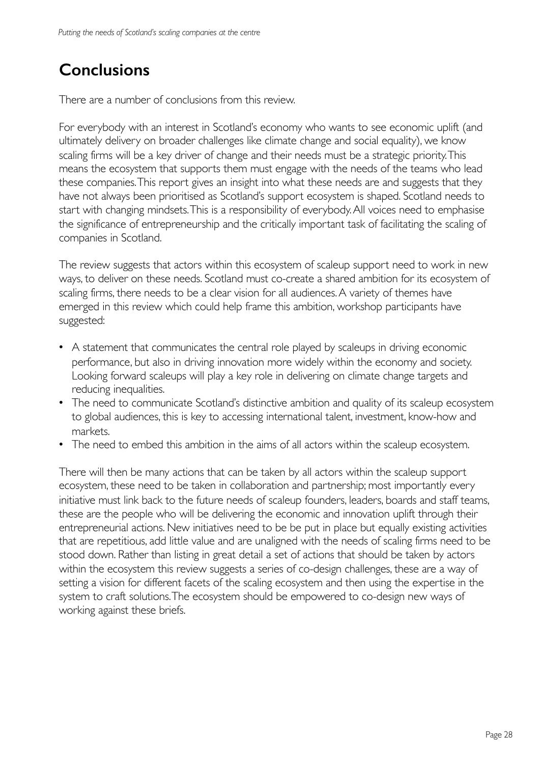# Conclusions

There are a number of conclusions from this review.

For everybody with an interest in Scotland's economy who wants to see economic uplift (and ultimately delivery on broader challenges like climate change and social equality), we know scaling firms will be a key driver of change and their needs must be a strategic priority. This means the ecosystem that supports them must engage with the needs of the teams who lead these companies. This report gives an insight into what these needs are and suggests that they have not always been prioritised as Scotland's support ecosystem is shaped. Scotland needs to start with changing mindsets. This is a responsibility of everybody. All voices need to emphasise the significance of entrepreneurship and the critically important task of facilitating the scaling of companies in Scotland.

The review suggests that actors within this ecosystem of scaleup support need to work in new ways, to deliver on these needs. Scotland must co-create a shared ambition for its ecosystem of scaling firms, there needs to be a clear vision for all audiences. A variety of themes have emerged in this review which could help frame this ambition, workshop participants have suggested:

- A statement that communicates the central role played by scaleups in driving economic performance, but also in driving innovation more widely within the economy and society. Looking forward scaleups will play a key role in delivering on climate change targets and reducing inequalities.
- The need to communicate Scotland's distinctive ambition and quality of its scaleup ecosystem to global audiences, this is key to accessing international talent, investment, know-how and markets.
- The need to embed this ambition in the aims of all actors within the scaleup ecosystem.

There will then be many actions that can be taken by all actors within the scaleup support ecosystem, these need to be taken in collaboration and partnership; most importantly every initiative must link back to the future needs of scaleup founders, leaders, boards and staff teams, these are the people who will be delivering the economic and innovation uplift through their entrepreneurial actions. New initiatives need to be be put in place but equally existing activities that are repetitious, add little value and are unaligned with the needs of scaling firms need to be stood down. Rather than listing in great detail a set of actions that should be taken by actors within the ecosystem this review suggests a series of co-design challenges, these are a way of setting a vision for different facets of the scaling ecosystem and then using the expertise in the system to craft solutions. The ecosystem should be empowered to co-design new ways of working against these briefs.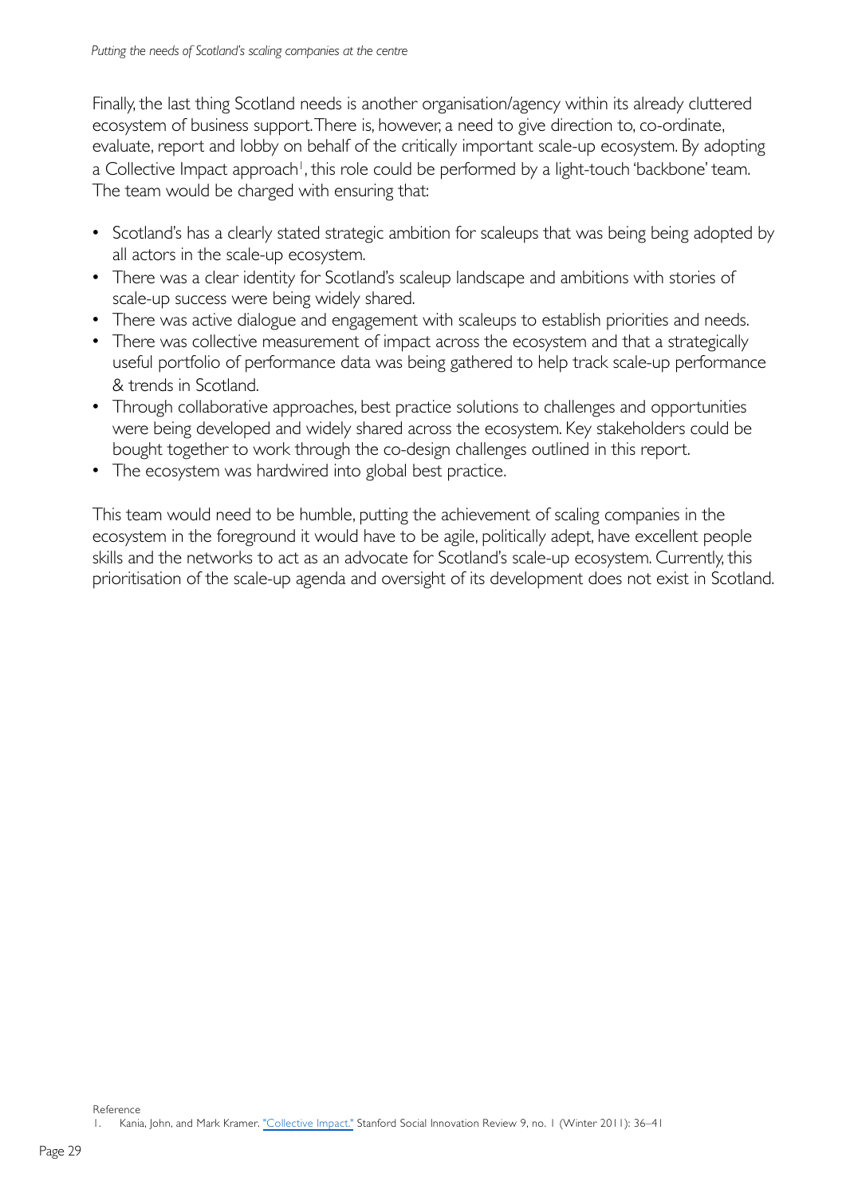Finally, the last thing Scotland needs is another organisation/agency within its already cluttered ecosystem of business support. There is, however, a need to give direction to, co-ordinate, evaluate, report and lobby on behalf of the critically important scale-up ecosystem. By adopting a Collective Impact approach[1], this role could be performed by a light-touch 'backbone' team. The team would be charged with ensuring that:

- Scotland's has a clearly stated strategic ambition for scaleups that was being being adopted by all actors in the scale-up ecosystem.
- There was a clear identity for Scotland's scaleup landscape and ambitions with stories of scale-up success were being widely shared.
- There was active dialogue and engagement with scaleups to establish priorities and needs.
- There was collective measurement of impact across the ecosystem and that a strategically useful portfolio of performance data was being gathered to help track scale-up performance & trends in Scotland.
- Through collaborative approaches, best practice solutions to challenges and opportunities were being developed and widely shared across the ecosystem. Key stakeholders could be bought together to work through the co-design challenges outlined in this report.
- The ecosystem was hardwired into global best practice.

This team would need to be humble, putting the achievement of scaling companies in the ecosystem in the foreground it would have to be agile, politically adept, have excellent people skills and the networks to act as an advocate for Scotland's scale-up ecosystem. Currently, this prioritisation of the scale-up agenda and oversight of its development does not exist in Scotland.

Reference

1. Kania, John, and Mark Kramer. "Collective Impact." Stanford Social Innovation Review 9, no. 1 (Winter 2011): 36–41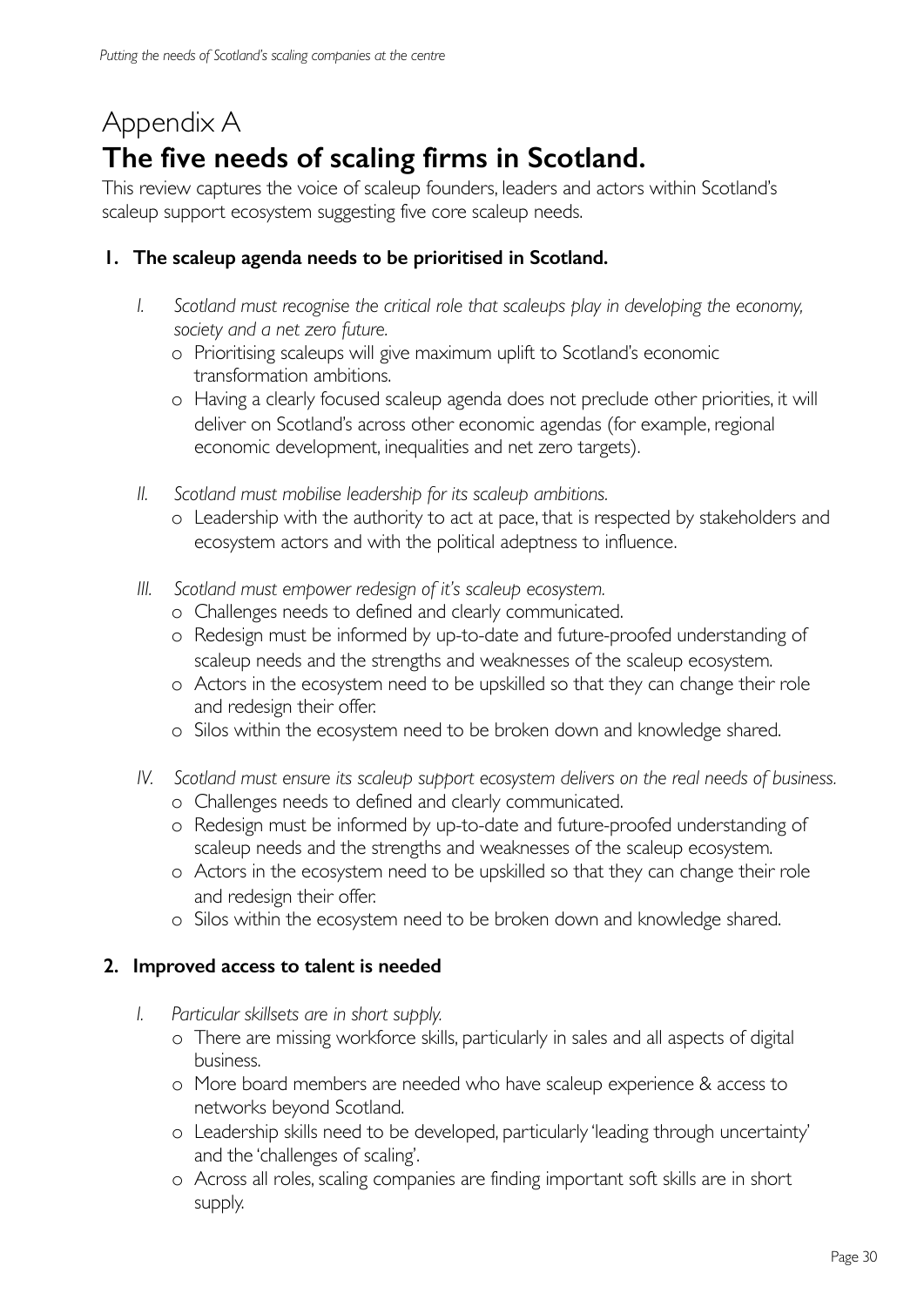# Appendix A

# The five needs of scaling firms in Scotland.

This review captures the voice of scaleup founders, leaders and actors within Scotland's scaleup support ecosystem suggesting five core scaleup needs.

## 1. The scaleup agenda needs to be prioritised in Scotland.

I. *Scotland must recognise the critical role that scaleups play in developing the economy, society and a net zero future.*
   - Prioritising scaleups will give maximum uplift to Scotland's economic transformation ambitions.
   - Having a clearly focused scaleup agenda does not preclude other priorities, it will deliver on Scotland's across other economic agendas (for example, regional economic development, inequalities and net zero targets).

II. *Scotland must mobilise leadership for its scaleup ambitions.*
   - Leadership with the authority to act at pace, that is respected by stakeholders and ecosystem actors and with the political adeptness to influence.

III. *Scotland must empower redesign of it's scaleup ecosystem.*
   - Challenges needs to defined and clearly communicated.
   - Redesign must be informed by up-to-date and future-proofed understanding of scaleup needs and the strengths and weaknesses of the scaleup ecosystem.
   - Actors in the ecosystem need to be upskilled so that they can change their role and redesign their offer.
   - Silos within the ecosystem need to be broken down and knowledge shared.

IV. *Scotland must ensure its scaleup support ecosystem delivers on the real needs of business.*
   - Challenges needs to defined and clearly communicated.
   - Redesign must be informed by up-to-date and future-proofed understanding of scaleup needs and the strengths and weaknesses of the scaleup ecosystem.
   - Actors in the ecosystem need to be upskilled so that they can change their role and redesign their offer.
   - Silos within the ecosystem need to be broken down and knowledge shared.

## 2. Improved access to talent is needed

I. *Particular skillsets are in short supply.*
   - There are missing workforce skills, particularly in sales and all aspects of digital business.
   - More board members are needed who have scaleup experience & access to networks beyond Scotland.
   - Leadership skills need to be developed, particularly 'leading through uncertainty' and the 'challenges of scaling'.
   - Across all roles, scaling companies are finding important soft skills are in short supply.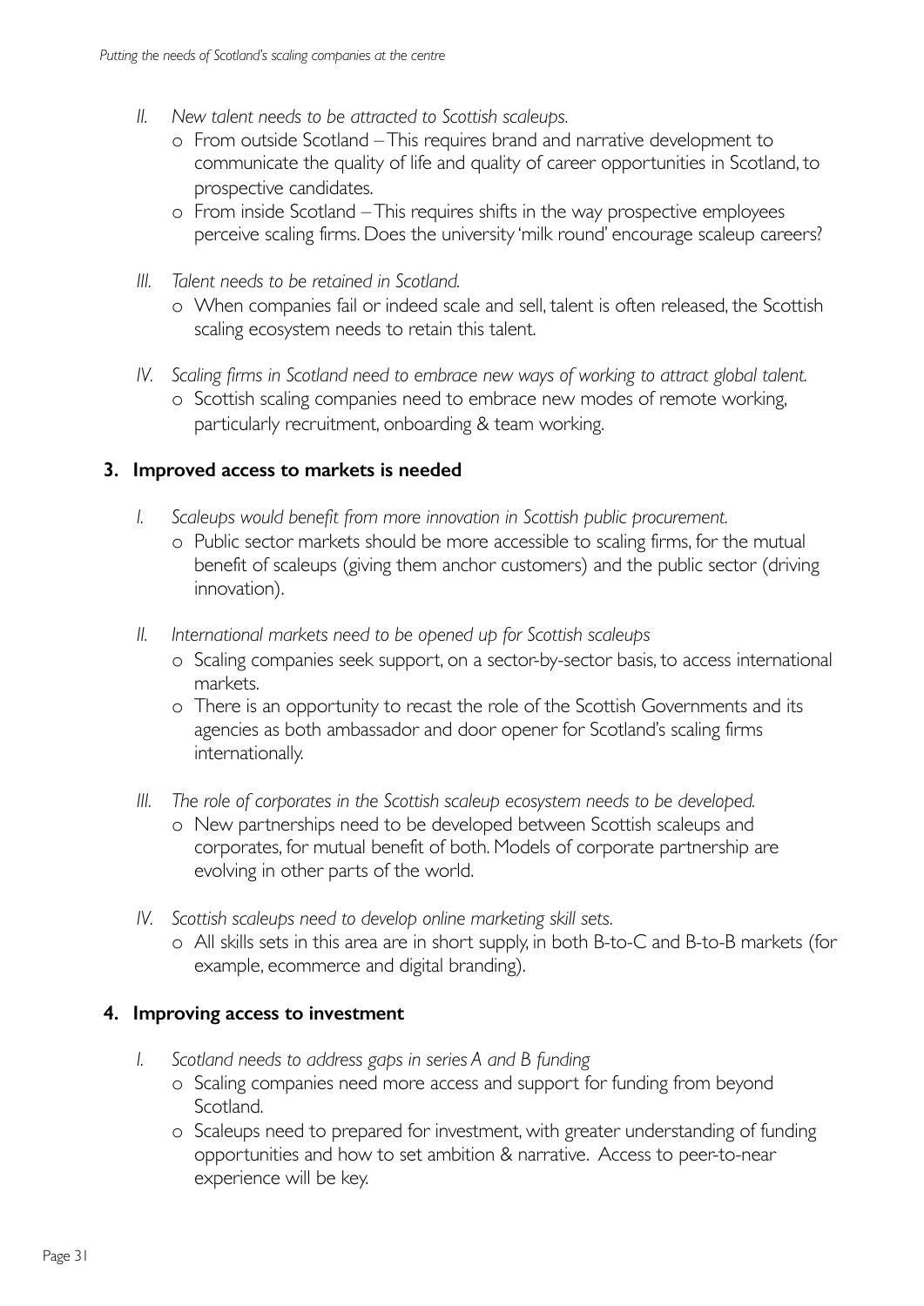II. *New talent needs to be attracted to Scottish scaleups.*
   - From outside Scotland – This requires brand and narrative development to communicate the quality of life and quality of career opportunities in Scotland, to prospective candidates.
   - From inside Scotland – This requires shifts in the way prospective employees perceive scaling firms. Does the university 'milk round' encourage scaleup careers?

III. *Talent needs to be retained in Scotland.*
   - When companies fail or indeed scale and sell, talent is often released, the Scottish scaling ecosystem needs to retain this talent.

IV. *Scaling firms in Scotland need to embrace new ways of working to attract global talent.*
   - Scottish scaling companies need to embrace new modes of remote working, particularly recruitment, onboarding & team working.

### 3. Improved access to markets is needed

I. *Scaleups would benefit from more innovation in Scottish public procurement.*
   - Public sector markets should be more accessible to scaling firms, for the mutual benefit of scaleups (giving them anchor customers) and the public sector (driving innovation).

II. *International markets need to be opened up for Scottish scaleups*
   - Scaling companies seek support, on a sector-by-sector basis, to access international markets.
   - There is an opportunity to recast the role of the Scottish Governments and its agencies as both ambassador and door opener for Scotland's scaling firms internationally.

III. *The role of corporates in the Scottish scaleup ecosystem needs to be developed.*
   - New partnerships need to be developed between Scottish scaleups and corporates, for mutual benefit of both. Models of corporate partnership are evolving in other parts of the world.

IV. *Scottish scaleups need to develop online marketing skill sets.*
   - All skills sets in this area are in short supply, in both B-to-C and B-to-B markets (for example, ecommerce and digital branding).

### 4. Improving access to investment

I. *Scotland needs to address gaps in series A and B funding*
   - Scaling companies need more access and support for funding from beyond Scotland.
   - Scaleups need to prepared for investment, with greater understanding of funding opportunities and how to set ambition & narrative. Access to peer-to-near experience will be key.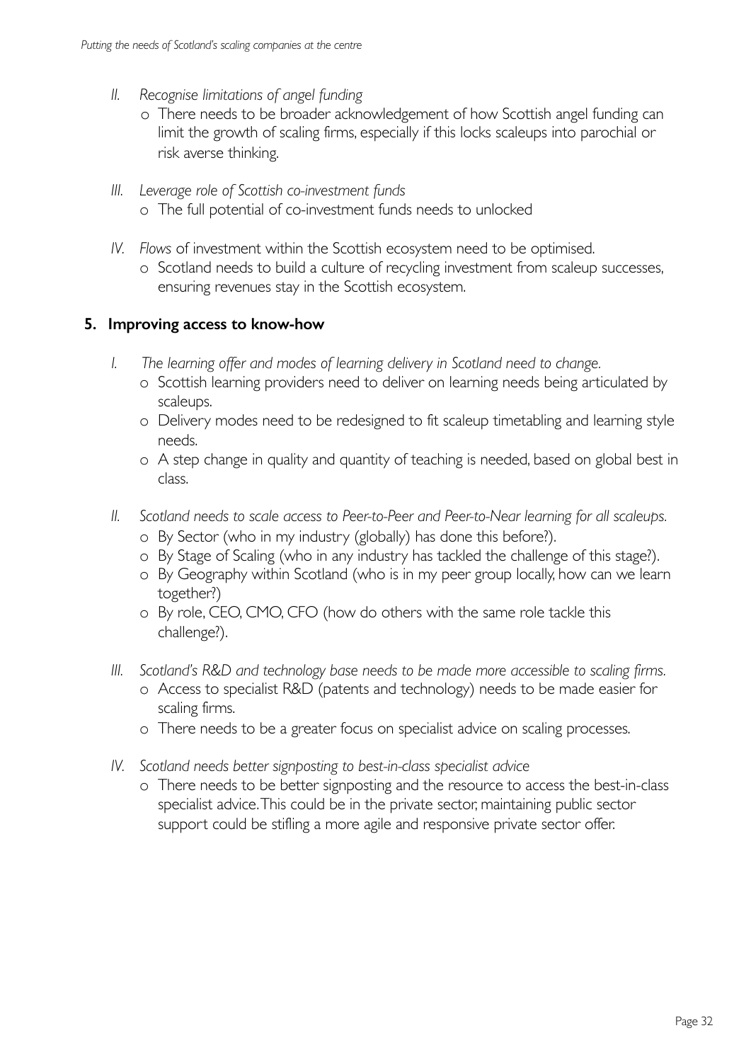II. *Recognise limitations of angel funding*
   - There needs to be broader acknowledgement of how Scottish angel funding can limit the growth of scaling firms, especially if this locks scaleups into parochial or risk averse thinking.

III. *Leverage role of Scottish co-investment funds*
   - The full potential of co-investment funds needs to unlocked

IV. *Flows* of investment within the Scottish ecosystem need to be optimised.
   - Scotland needs to build a culture of recycling investment from scaleup successes, ensuring revenues stay in the Scottish ecosystem.

## 5. Improving access to know-how

I. *The learning offer and modes of learning delivery in Scotland need to change.*
   - Scottish learning providers need to deliver on learning needs being articulated by scaleups.
   - Delivery modes need to be redesigned to fit scaleup timetabling and learning style needs.
   - A step change in quality and quantity of teaching is needed, based on global best in class.

II. *Scotland needs to scale access to Peer-to-Peer and Peer-to-Near learning for all scaleups.*
   - By Sector (who in my industry (globally) has done this before?).
   - By Stage of Scaling (who in any industry has tackled the challenge of this stage?).
   - By Geography within Scotland (who is in my peer group locally, how can we learn together?)
   - By role, CEO, CMO, CFO (how do others with the same role tackle this challenge?).

III. *Scotland's R&D and technology base needs to be made more accessible to scaling firms.*
   - Access to specialist R&D (patents and technology) needs to be made easier for scaling firms.
   - There needs to be a greater focus on specialist advice on scaling processes.

IV. *Scotland needs better signposting to best-in-class specialist advice*
   - There needs to be better signposting and the resource to access the best-in-class specialist advice. This could be in the private sector, maintaining public sector support could be stifling a more agile and responsive private sector offer.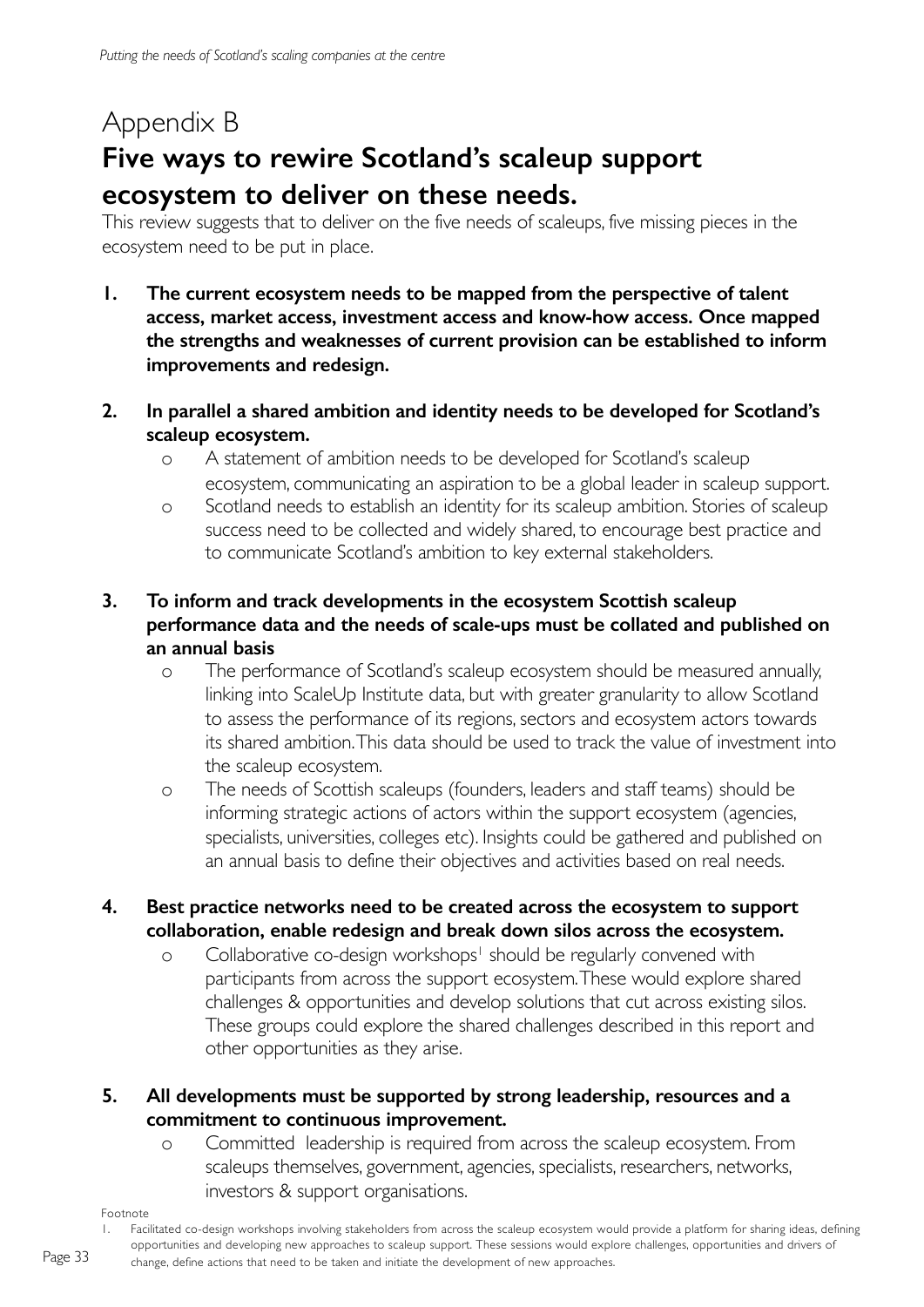# Appendix B

## Five ways to rewire Scotland's scaleup support ecosystem to deliver on these needs.

This review suggests that to deliver on the five needs of scaleups, five missing pieces in the ecosystem need to be put in place.

1. **The current ecosystem needs to be mapped from the perspective of talent access, market access, investment access and know-how access. Once mapped the strengths and weaknesses of current provision can be established to inform improvements and redesign.**

2. **In parallel a shared ambition and identity needs to be developed for Scotland's scaleup ecosystem.**
   - A statement of ambition needs to be developed for Scotland's scaleup ecosystem, communicating an aspiration to be a global leader in scaleup support.
   - Scotland needs to establish an identity for its scaleup ambition. Stories of scaleup success need to be collected and widely shared, to encourage best practice and to communicate Scotland's ambition to key external stakeholders.

3. **To inform and track developments in the ecosystem Scottish scaleup performance data and the needs of scale-ups must be collated and published on an annual basis**
   - The performance of Scotland's scaleup ecosystem should be measured annually, linking into ScaleUp Institute data, but with greater granularity to allow Scotland to assess the performance of its regions, sectors and ecosystem actors towards its shared ambition. This data should be used to track the value of investment into the scaleup ecosystem.
   - The needs of Scottish scaleups (founders, leaders and staff teams) should be informing strategic actions of actors within the support ecosystem (agencies, specialists, universities, colleges etc). Insights could be gathered and published on an annual basis to define their objectives and activities based on real needs.

4. **Best practice networks need to be created across the ecosystem to support collaboration, enable redesign and break down silos across the ecosystem.**
   - Collaborative co-design workshops[1] should be regularly convened with participants from across the support ecosystem. These would explore shared challenges & opportunities and develop solutions that cut across existing silos. These groups could explore the shared challenges described in this report and other opportunities as they arise.

5. **All developments must be supported by strong leadership, resources and a commitment to continuous improvement.**
   - Committed leadership is required from across the scaleup ecosystem. From scaleups themselves, government, agencies, specialists, researchers, networks, investors & support organisations.

Footnote

1. Facilitated co-design workshops involving stakeholders from across the scaleup ecosystem would provide a platform for sharing ideas, defining opportunities and developing new approaches to scaleup support. These sessions would explore challenges, opportunities and drivers of change, define actions that need to be taken and initiate the development of new approaches.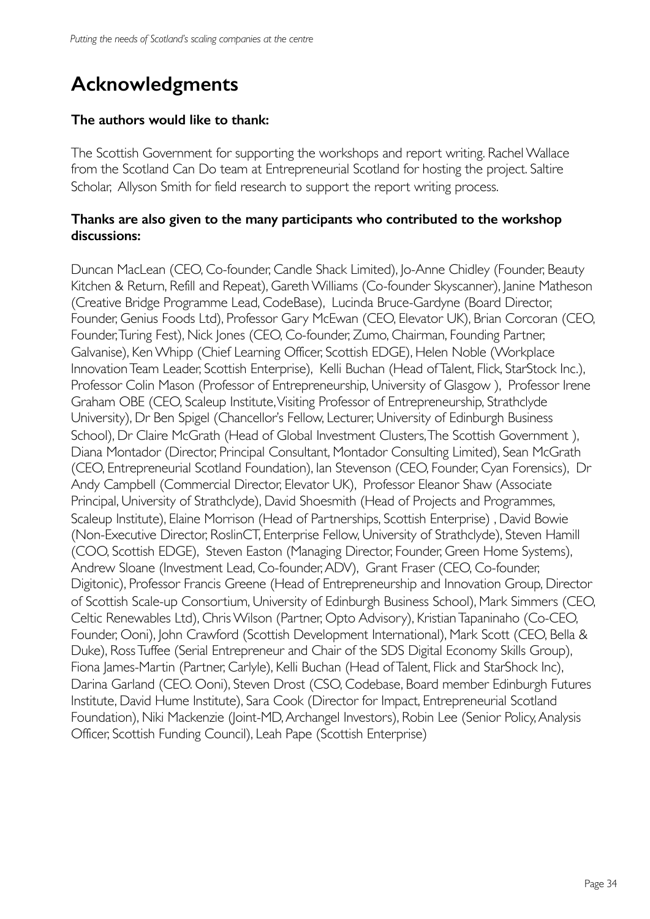# Acknowledgments

**The authors would like to thank:**

The Scottish Government for supporting the workshops and report writing. Rachel Wallace from the Scotland Can Do team at Entrepreneurial Scotland for hosting the project. Saltire Scholar, Allyson Smith for field research to support the report writing process.

**Thanks are also given to the many participants who contributed to the workshop discussions:**

Duncan MacLean (CEO, Co-founder, Candle Shack Limited), Jo-Anne Chidley (Founder, Beauty Kitchen & Return, Refill and Repeat), Gareth Williams (Co-founder Skyscanner), Janine Matheson (Creative Bridge Programme Lead, CodeBase), Lucinda Bruce-Gardyne (Board Director, Founder, Genius Foods Ltd), Professor Gary McEwan (CEO, Elevator UK), Brian Corcoran (CEO, Founder, Turing Fest), Nick Jones (CEO, Co-founder, Zumo, Chairman, Founding Partner, Galvanise), Ken Whipp (Chief Learning Officer, Scottish EDGE), Helen Noble (Workplace Innovation Team Leader, Scottish Enterprise), Kelli Buchan (Head of Talent, Flick, StarStock Inc.), Professor Colin Mason (Professor of Entrepreneurship, University of Glasgow ), Professor Irene Graham OBE (CEO, Scaleup Institute, Visiting Professor of Entrepreneurship, Strathclyde University), Dr Ben Spigel (Chancellor's Fellow, Lecturer, University of Edinburgh Business School), Dr Claire McGrath (Head of Global Investment Clusters, The Scottish Government ), Diana Montador (Director, Principal Consultant, Montador Consulting Limited), Sean McGrath (CEO, Entrepreneurial Scotland Foundation), Ian Stevenson (CEO, Founder, Cyan Forensics), Dr Andy Campbell (Commercial Director, Elevator UK), Professor Eleanor Shaw (Associate Principal, University of Strathclyde), David Shoesmith (Head of Projects and Programmes, Scaleup Institute), Elaine Morrison (Head of Partnerships, Scottish Enterprise) , David Bowie (Non-Executive Director, RoslinCT, Enterprise Fellow, University of Strathclyde), Steven Hamill (COO, Scottish EDGE), Steven Easton (Managing Director, Founder, Green Home Systems), Andrew Sloane (Investment Lead, Co-founder, ADV), Grant Fraser (CEO, Co-founder, Digitonic), Professor Francis Greene (Head of Entrepreneurship and Innovation Group, Director of Scottish Scale-up Consortium, University of Edinburgh Business School), Mark Simmers (CEO, Celtic Renewables Ltd), Chris Wilson (Partner, Opto Advisory), Kristian Tapaninaho (Co-CEO, Founder, Ooni), John Crawford (Scottish Development International), Mark Scott (CEO, Bella & Duke), Ross Tuffee (Serial Entrepreneur and Chair of the SDS Digital Economy Skills Group), Fiona James-Martin (Partner, Carlyle), Kelli Buchan (Head of Talent, Flick and StarShock Inc), Darina Garland (CEO. Ooni), Steven Drost (CSO, Codebase, Board member Edinburgh Futures Institute, David Hume Institute), Sara Cook (Director for Impact, Entrepreneurial Scotland Foundation), Niki Mackenzie (Joint-MD, Archangel Investors), Robin Lee (Senior Policy, Analysis Officer, Scottish Funding Council), Leah Pape (Scottish Enterprise)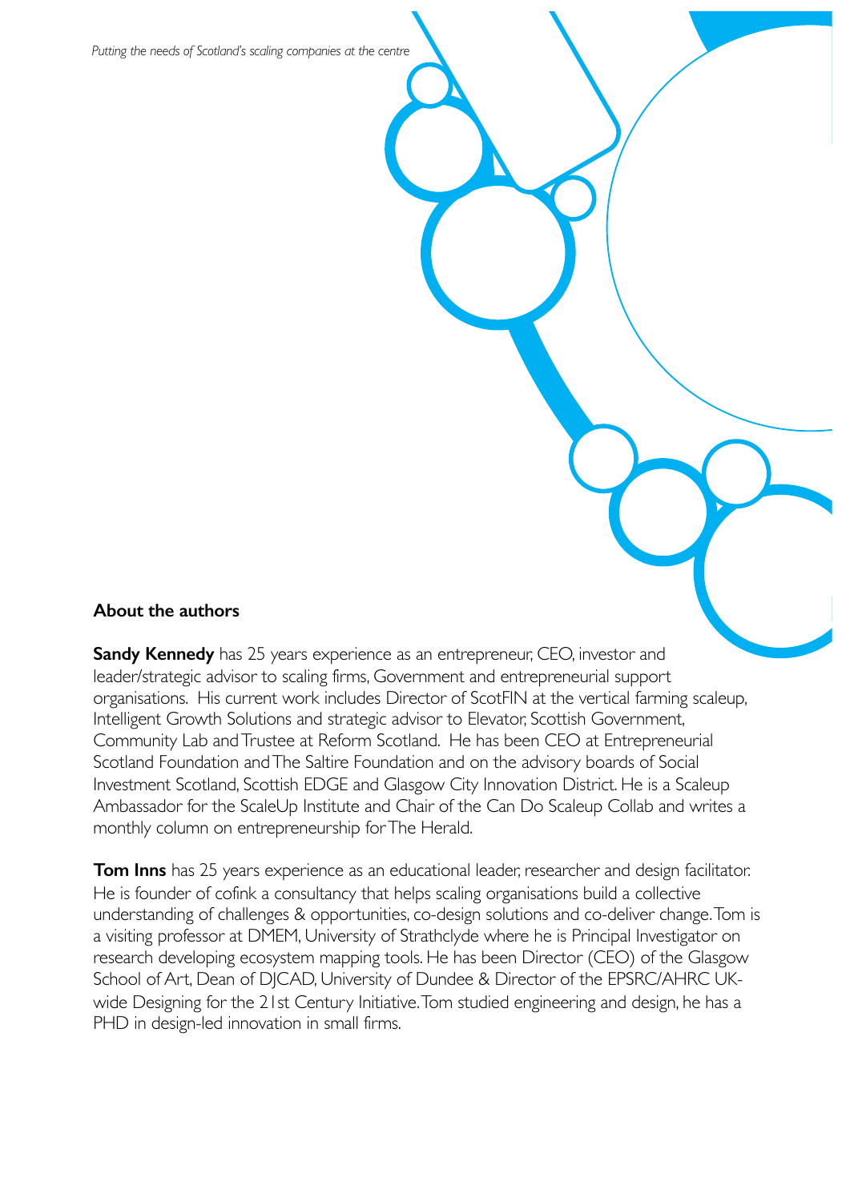## About the authors

**Sandy Kennedy** has 25 years experience as an entrepreneur, CEO, investor and leader/strategic advisor to scaling firms, Government and entrepreneurial support organisations. His current work includes Director of ScotFIN at the vertical farming scaleup, Intelligent Growth Solutions and strategic advisor to Elevator, Scottish Government, Community Lab and Trustee at Reform Scotland. He has been CEO at Entrepreneurial Scotland Foundation and The Saltire Foundation and on the advisory boards of Social Investment Scotland, Scottish EDGE and Glasgow City Innovation District. He is a Scaleup Ambassador for the ScaleUp Institute and Chair of the Can Do Scaleup Collab and writes a monthly column on entrepreneurship for The Herald.

**Tom Inns** has 25 years experience as an educational leader, researcher and design facilitator. He is founder of cofink a consultancy that helps scaling organisations build a collective understanding of challenges & opportunities, co-design solutions and co-deliver change. Tom is a visiting professor at DMEM, University of Strathclyde where he is Principal Investigator on research developing ecosystem mapping tools. He has been Director (CEO) of the Glasgow School of Art, Dean of DJCAD, University of Dundee & Director of the EPSRC/AHRC UK-wide Designing for the 21st Century Initiative. Tom studied engineering and design, he has a PHD in design-led innovation in small firms.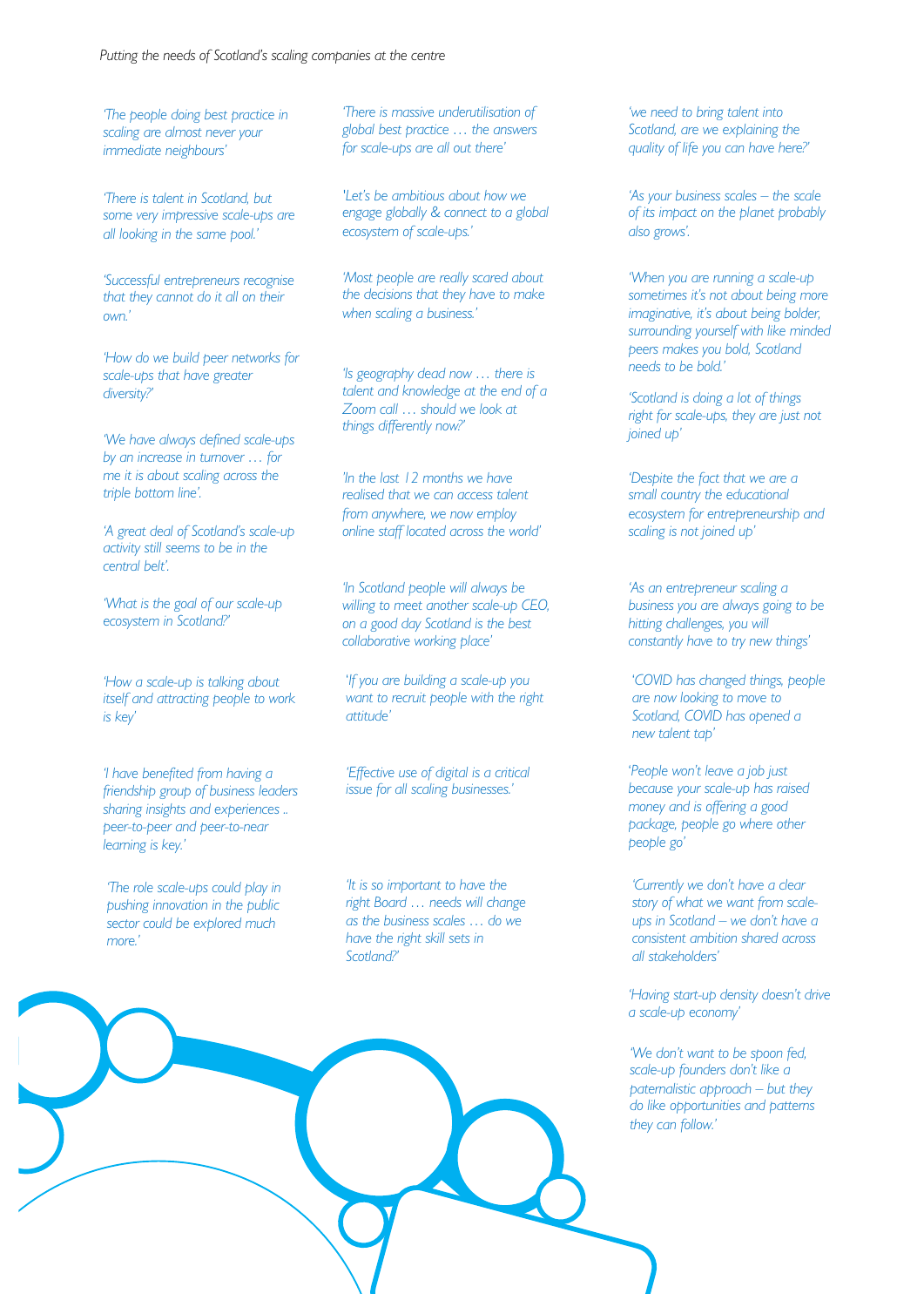*'The people doing best practice in scaling are almost never your immediate neighbours'*

*'There is talent in Scotland, but some very impressive scale-ups are all looking in the same pool.'*

*'Successful entrepreneurs recognise that they cannot do it all on their own.'*

*'How do we build peer networks for scale-ups that have greater diversity?'*

*'We have always defined scale-ups by an increase in turnover … for me it is about scaling across the triple bottom line'.*

*'A great deal of Scotland's scale-up activity still seems to be in the central belt'.*

*'What is the goal of our scale-up ecosystem in Scotland?'*

*'How a scale-up is talking about itself and attracting people to work is key'*

*'I have benefited from having a friendship group of business leaders sharing insights and experiences .. peer-to-peer and peer-to-near learning is key.'*

*'The role scale-ups could play in pushing innovation in the public sector could be explored much more.'*

*'There is massive underutilisation of global best practice … the answers for scale-ups are all out there'*

*'Let's be ambitious about how we engage globally & connect to a global ecosystem of scale-ups.'*

*'Most people are really scared about the decisions that they have to make when scaling a business.'*

*'Is geography dead now … there is talent and knowledge at the end of a Zoom call … should we look at things differently now?'*

*'In the last 12 months we have realised that we can access talent from anywhere, we now employ online staff located across the world'*

*'In Scotland people will always be willing to meet another scale-up CEO, on a good day Scotland is the best collaborative working place'*

*'If you are building a scale-up you want to recruit people with the right attitude'*

*'Effective use of digital is a critical issue for all scaling businesses.'*

*'It is so important to have the right Board … needs will change as the business scales … do we have the right skill sets in Scotland?'*

*'we need to bring talent into Scotland, are we explaining the quality of life you can have here?'*

*'As your business scales – the scale of its impact on the planet probably also grows'.*

*'When you are running a scale-up sometimes it's not about being more imaginative, it's about being bolder, surrounding yourself with like minded peers makes you bold, Scotland needs to be bold.'*

*'Scotland is doing a lot of things right for scale-ups, they are just not joined up'*

*'Despite the fact that we are a small country the educational ecosystem for entrepreneurship and scaling is not joined up'*

*'As an entrepreneur scaling a business you are always going to be hitting challenges, you will constantly have to try new things'*

*'COVID has changed things, people are now looking to move to Scotland, COVID has opened a new talent tap'*

*'People won't leave a job just because your scale-up has raised money and is offering a good package, people go where other people go'*

*'Currently we don't have a clear story of what we want from scale-ups in Scotland – we don't have a consistent ambition shared across all stakeholders'*

*'Having start-up density doesn't drive a scale-up economy'*

*'We don't want to be spoon fed, scale-up founders don't like a paternalistic approach – but they do like opportunities and patterns they can follow.'*